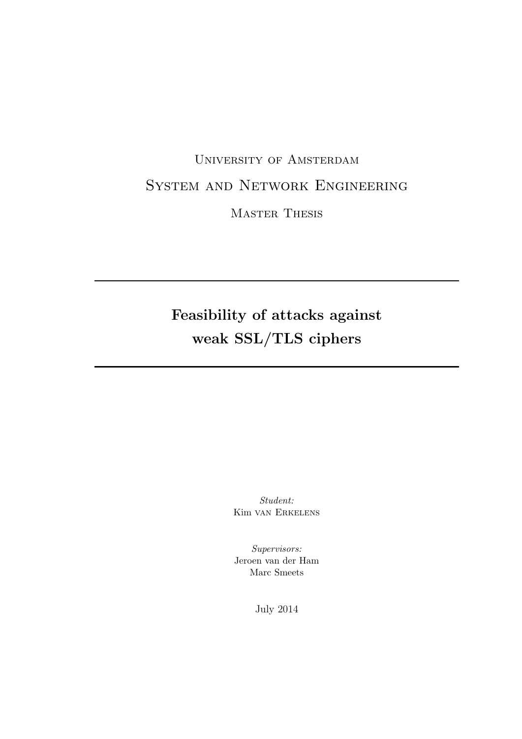University of Amsterdam

System and Network Engineering

Master Thesis

---

# Feasibility of attacks against weak SSL/TLS ciphers

---

*Student:*
Kim van Erkelens

*Supervisors:*
Jeroen van der Ham
Marc Smeets

July 2014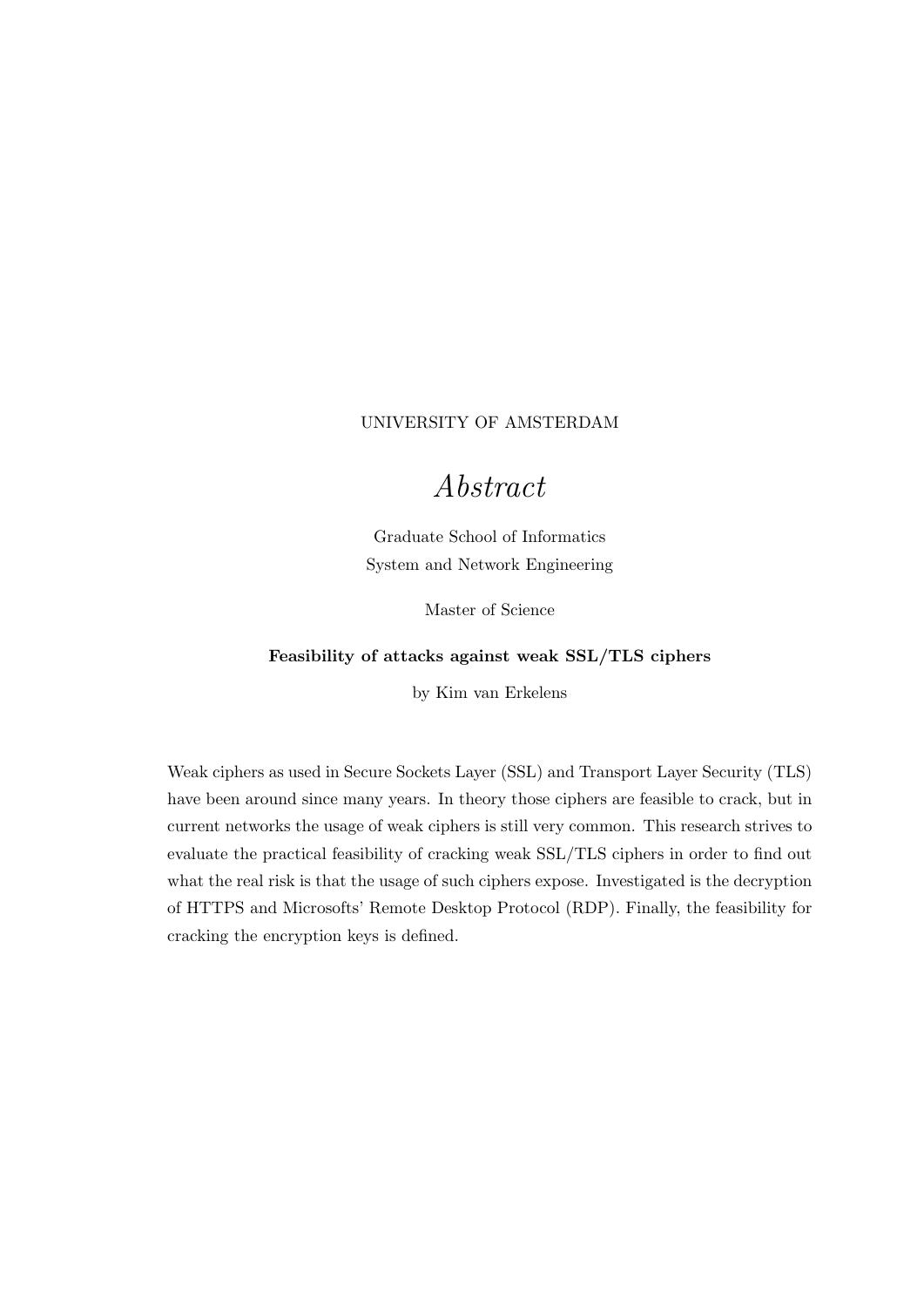UNIVERSITY OF AMSTERDAM

# *Abstract*

Graduate School of Informatics
System and Network Engineering

Master of Science

**Feasibility of attacks against weak SSL/TLS ciphers**

by Kim van Erkelens

Weak ciphers as used in Secure Sockets Layer (SSL) and Transport Layer Security (TLS) have been around since many years. In theory those ciphers are feasible to crack, but in current networks the usage of weak ciphers is still very common. This research strives to evaluate the practical feasibility of cracking weak SSL/TLS ciphers in order to find out what the real risk is that the usage of such ciphers expose. Investigated is the decryption of HTTPS and Microsofts' Remote Desktop Protocol (RDP). Finally, the feasibility for cracking the encryption keys is defined.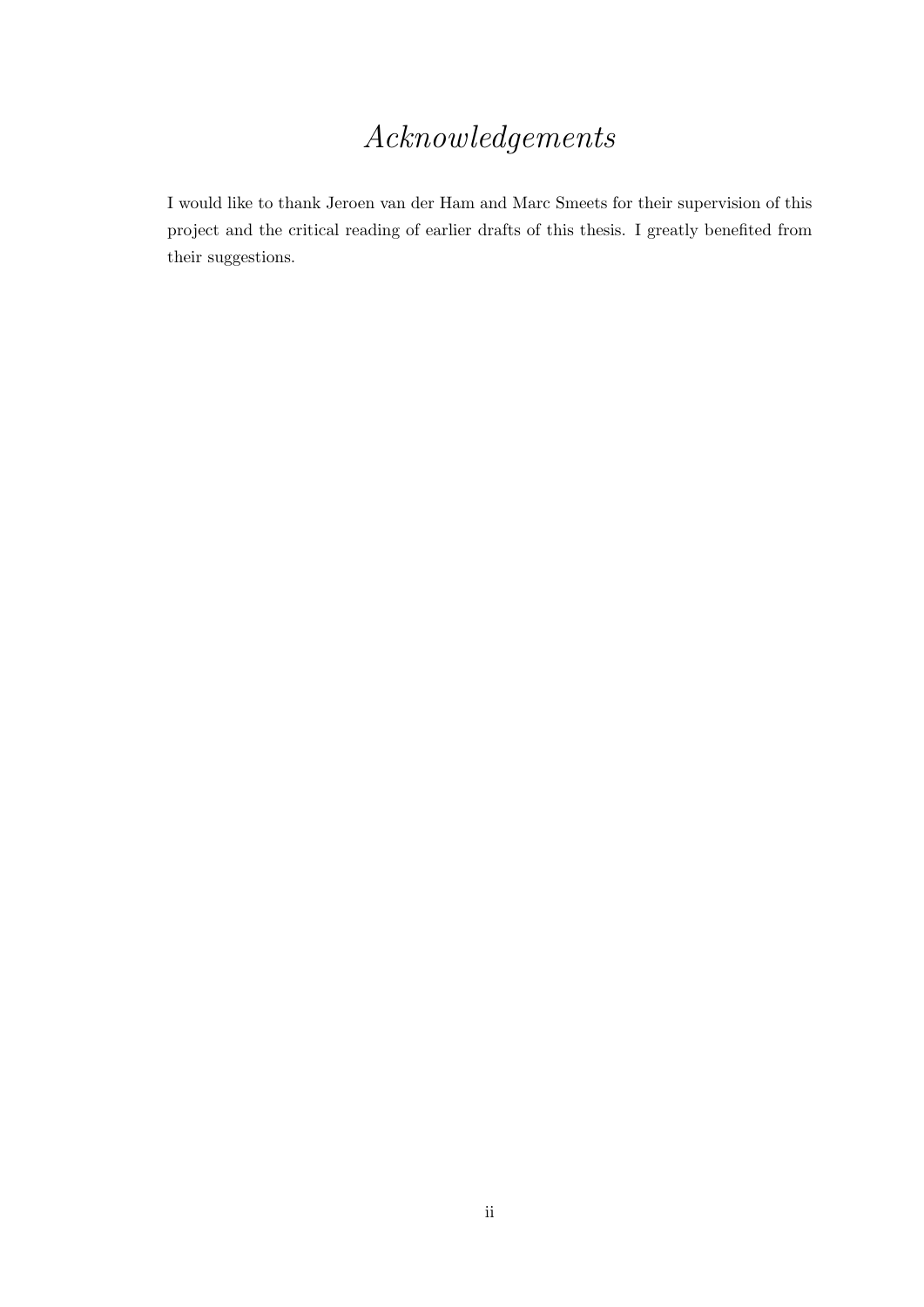# *Acknowledgements*

I would like to thank Jeroen van der Ham and Marc Smeets for their supervision of this project and the critical reading of earlier drafts of this thesis. I greatly benefited from their suggestions.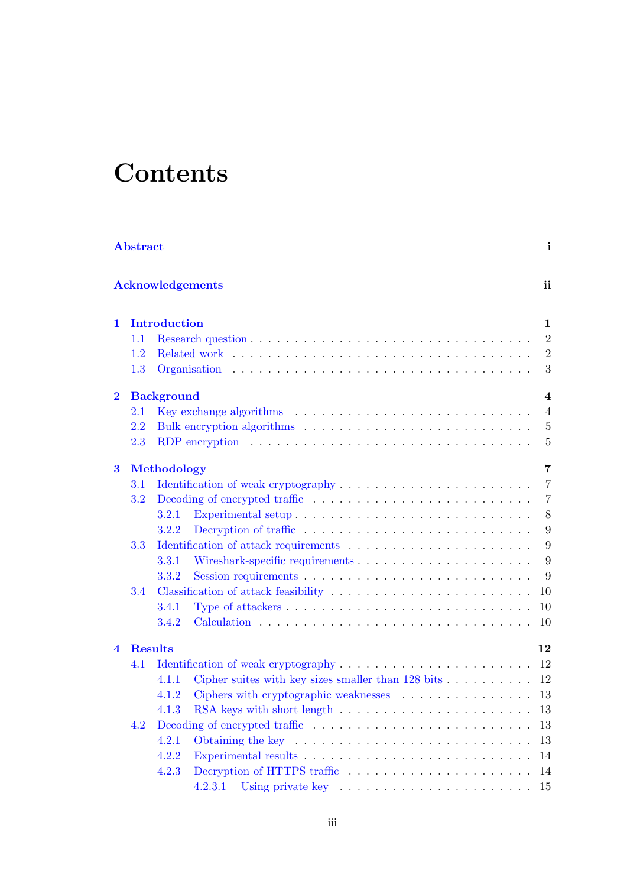# Contents

**Abstract** **i**

**Acknowledgements** **ii**

**1 Introduction** **1**
- 1.1 Research question . . . 2
- 1.2 Related work . . . 2
- 1.3 Organisation . . . 3

**2 Background** **4**
- 2.1 Key exchange algorithms . . . 4
- 2.2 Bulk encryption algorithms . . . 5
- 2.3 RDP encryption . . . 5

**3 Methodology** **7**
- 3.1 Identification of weak cryptography . . . 7
- 3.2 Decoding of encrypted traffic . . . 7
  - 3.2.1 Experimental setup . . . 8
  - 3.2.2 Decryption of traffic . . . 9
- 3.3 Identification of attack requirements . . . 9
  - 3.3.1 Wireshark-specific requirements . . . 9
  - 3.3.2 Session requirements . . . 9
- 3.4 Classification of attack feasibility . . . 10
  - 3.4.1 Type of attackers . . . 10
  - 3.4.2 Calculation . . . 10

**4 Results** **12**
- 4.1 Identification of weak cryptography . . . 12
  - 4.1.1 Cipher suites with key sizes smaller than 128 bits . . . 12
  - 4.1.2 Ciphers with cryptographic weaknesses . . . 13
  - 4.1.3 RSA keys with short length . . . 13
- 4.2 Decoding of encrypted traffic . . . 13
  - 4.2.1 Obtaining the key . . . 13
  - 4.2.2 Experimental results . . . 14
  - 4.2.3 Decryption of HTTPS traffic . . . 14
    - 4.2.3.1 Using private key . . . 15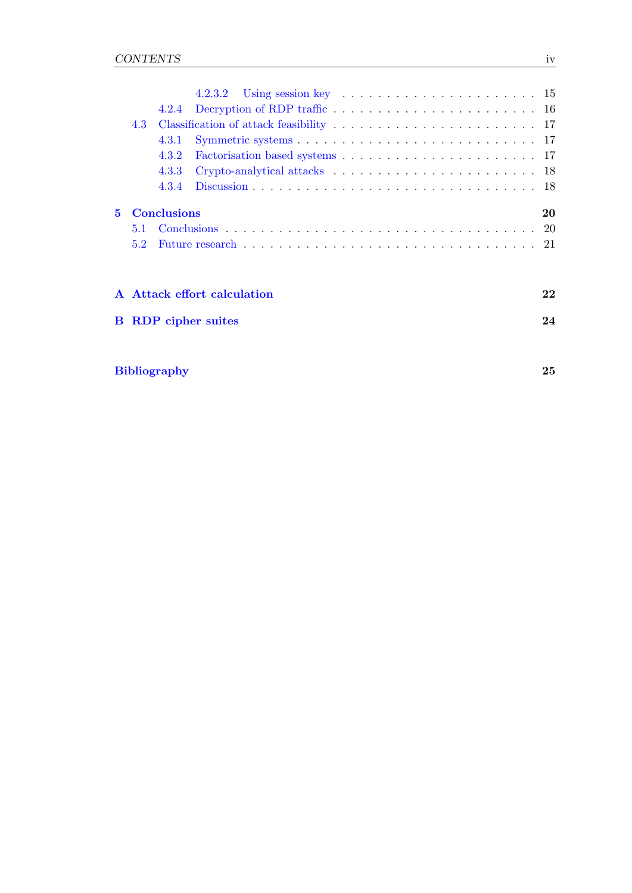4.2.3.2 Using session key . . . . . . . . . . . . . . . . . . . . . 15
4.2.4 Decryption of RDP traffic . . . . . . . . . . . . . . . . . . . . . 16
4.3 Classification of attack feasibility . . . . . . . . . . . . . . . . . . . . . 17
4.3.1 Symmetric systems . . . . . . . . . . . . . . . . . . . . . . . . 17
4.3.2 Factorisation based systems . . . . . . . . . . . . . . . . . . . . 17
4.3.3 Crypto-analytical attacks . . . . . . . . . . . . . . . . . . . . . 18
4.3.4 Discussion . . . . . . . . . . . . . . . . . . . . . . . . . . . . . 18

**5 Conclusions** **20**
5.1 Conclusions . . . . . . . . . . . . . . . . . . . . . . . . . . . . . . . . 20
5.2 Future research . . . . . . . . . . . . . . . . . . . . . . . . . . . . . . 21

**A Attack effort calculation** **22**

**B RDP cipher suites** **24**

**Bibliography** **25**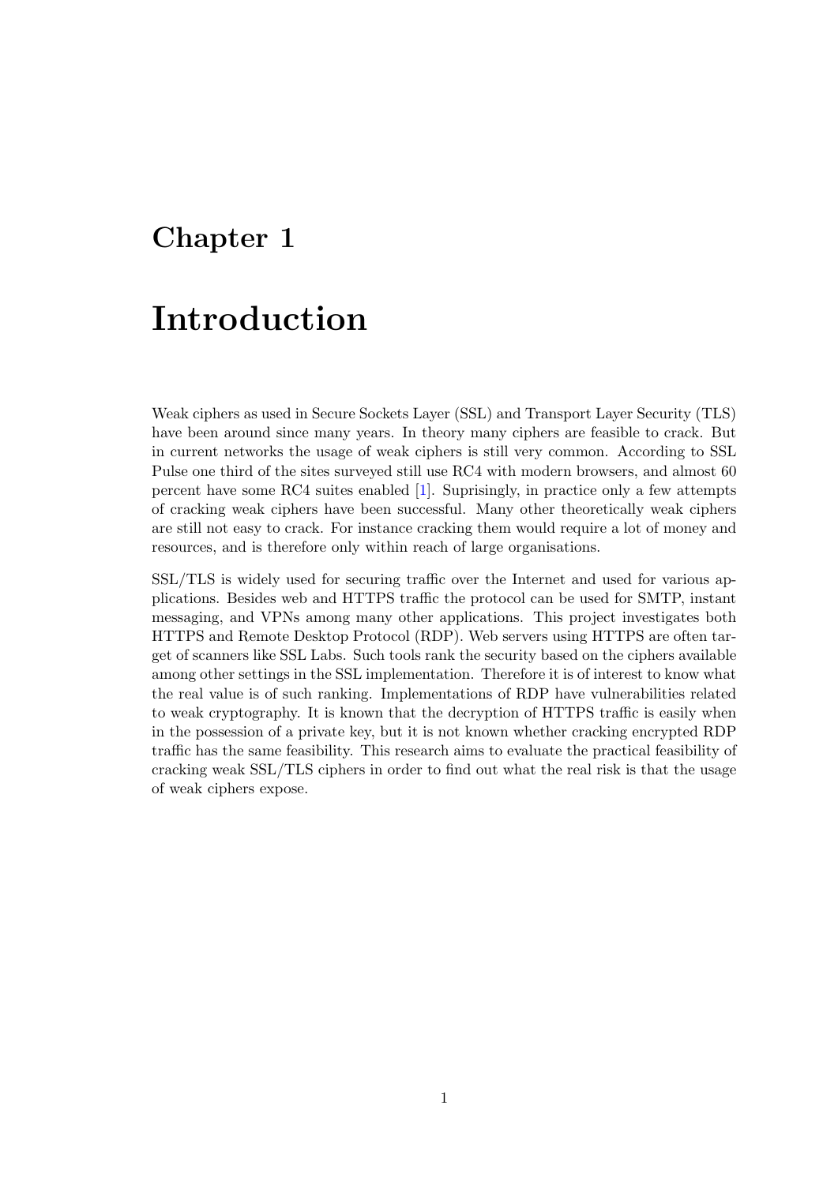# Chapter 1

# Introduction

Weak ciphers as used in Secure Sockets Layer (SSL) and Transport Layer Security (TLS) have been around since many years. In theory many ciphers are feasible to crack. But in current networks the usage of weak ciphers is still very common. According to SSL Pulse one third of the sites surveyed still use RC4 with modern browsers, and almost 60 percent have some RC4 suites enabled [1]. Suprisingly, in practice only a few attempts of cracking weak ciphers have been successful. Many other theoretically weak ciphers are still not easy to crack. For instance cracking them would require a lot of money and resources, and is therefore only within reach of large organisations.

SSL/TLS is widely used for securing traffic over the Internet and used for various applications. Besides web and HTTPS traffic the protocol can be used for SMTP, instant messaging, and VPNs among many other applications. This project investigates both HTTPS and Remote Desktop Protocol (RDP). Web servers using HTTPS are often target of scanners like SSL Labs. Such tools rank the security based on the ciphers available among other settings in the SSL implementation. Therefore it is of interest to know what the real value is of such ranking. Implementations of RDP have vulnerabilities related to weak cryptography. It is known that the decryption of HTTPS traffic is easily when in the possession of a private key, but it is not known whether cracking encrypted RDP traffic has the same feasibility. This research aims to evaluate the practical feasibility of cracking weak SSL/TLS ciphers in order to find out what the real risk is that the usage of weak ciphers expose.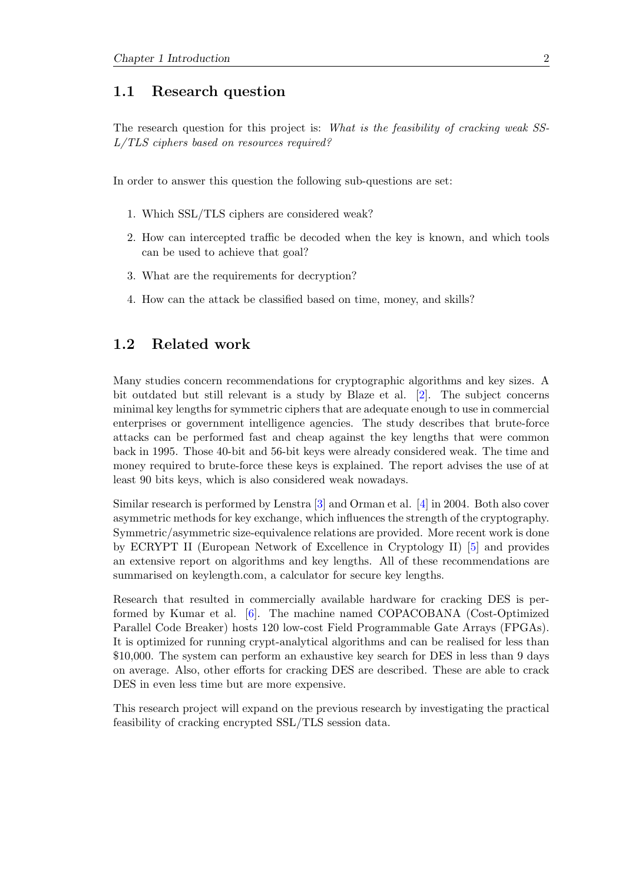## 1.1 Research question

The research question for this project is: *What is the feasibility of cracking weak SSL/TLS ciphers based on resources required?*

In order to answer this question the following sub-questions are set:

1. Which SSL/TLS ciphers are considered weak?
2. How can intercepted traffic be decoded when the key is known, and which tools can be used to achieve that goal?
3. What are the requirements for decryption?
4. How can the attack be classified based on time, money, and skills?

## 1.2 Related work

Many studies concern recommendations for cryptographic algorithms and key sizes. A bit outdated but still relevant is a study by Blaze et al. [2]. The subject concerns minimal key lengths for symmetric ciphers that are adequate enough to use in commercial enterprises or government intelligence agencies. The study describes that brute-force attacks can be performed fast and cheap against the key lengths that were common back in 1995. Those 40-bit and 56-bit keys were already considered weak. The time and money required to brute-force these keys is explained. The report advises the use of at least 90 bits keys, which is also considered weak nowadays.

Similar research is performed by Lenstra [3] and Orman et al. [4] in 2004. Both also cover asymmetric methods for key exchange, which influences the strength of the cryptography. Symmetric/asymmetric size-equivalence relations are provided. More recent work is done by ECRYPT II (European Network of Excellence in Cryptology II) [5] and provides an extensive report on algorithms and key lengths. All of these recommendations are summarised on keylength.com, a calculator for secure key lengths.

Research that resulted in commercially available hardware for cracking DES is performed by Kumar et al. [6]. The machine named COPACOBANA (Cost-Optimized Parallel Code Breaker) hosts 120 low-cost Field Programmable Gate Arrays (FPGAs). It is optimized for running crypt-analytical algorithms and can be realised for less than $10,000. The system can perform an exhaustive key search for DES in less than 9 days on average. Also, other efforts for cracking DES are described. These are able to crack DES in even less time but are more expensive.

This research project will expand on the previous research by investigating the practical feasibility of cracking encrypted SSL/TLS session data.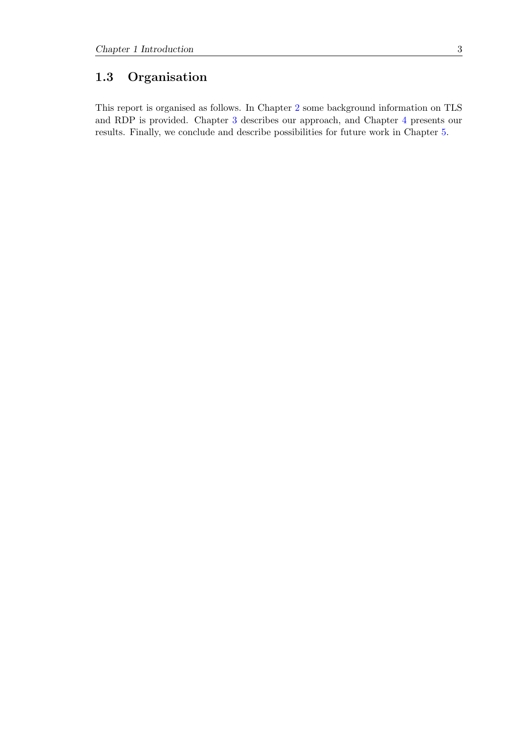## 1.3 Organisation

This report is organised as follows. In Chapter 2 some background information on TLS and RDP is provided. Chapter 3 describes our approach, and Chapter 4 presents our results. Finally, we conclude and describe possibilities for future work in Chapter 5.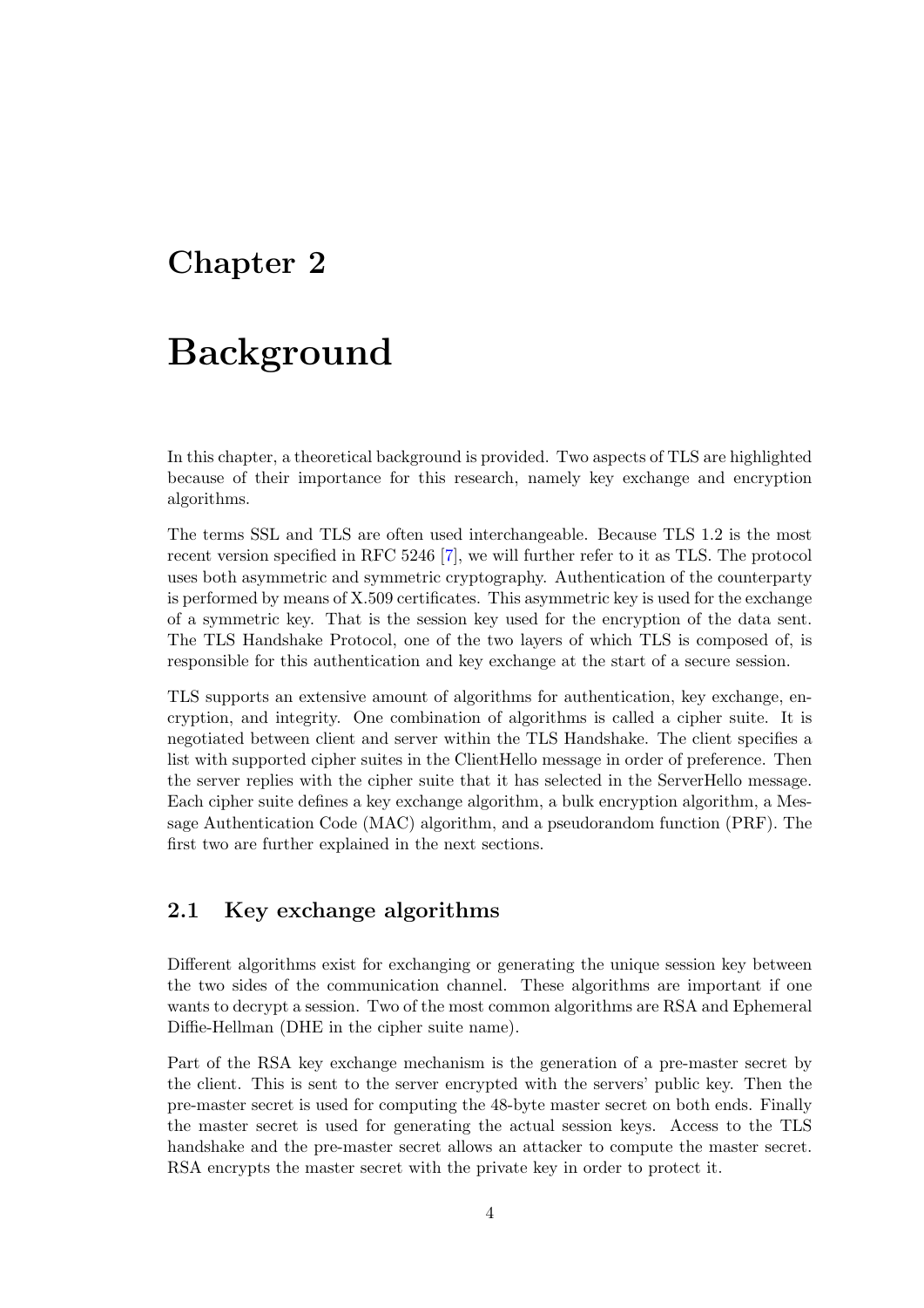# Chapter 2

# Background

In this chapter, a theoretical background is provided. Two aspects of TLS are highlighted because of their importance for this research, namely key exchange and encryption algorithms.

The terms SSL and TLS are often used interchangeable. Because TLS 1.2 is the most recent version specified in RFC 5246 [7], we will further refer to it as TLS. The protocol uses both asymmetric and symmetric cryptography. Authentication of the counterparty is performed by means of X.509 certificates. This asymmetric key is used for the exchange of a symmetric key. That is the session key used for the encryption of the data sent. The TLS Handshake Protocol, one of the two layers of which TLS is composed of, is responsible for this authentication and key exchange at the start of a secure session.

TLS supports an extensive amount of algorithms for authentication, key exchange, encryption, and integrity. One combination of algorithms is called a cipher suite. It is negotiated between client and server within the TLS Handshake. The client specifies a list with supported cipher suites in the ClientHello message in order of preference. Then the server replies with the cipher suite that it has selected in the ServerHello message. Each cipher suite defines a key exchange algorithm, a bulk encryption algorithm, a Message Authentication Code (MAC) algorithm, and a pseudorandom function (PRF). The first two are further explained in the next sections.

## 2.1 Key exchange algorithms

Different algorithms exist for exchanging or generating the unique session key between the two sides of the communication channel. These algorithms are important if one wants to decrypt a session. Two of the most common algorithms are RSA and Ephemeral Diffie-Hellman (DHE in the cipher suite name).

Part of the RSA key exchange mechanism is the generation of a pre-master secret by the client. This is sent to the server encrypted with the servers' public key. Then the pre-master secret is used for computing the 48-byte master secret on both ends. Finally the master secret is used for generating the actual session keys. Access to the TLS handshake and the pre-master secret allows an attacker to compute the master secret. RSA encrypts the master secret with the private key in order to protect it.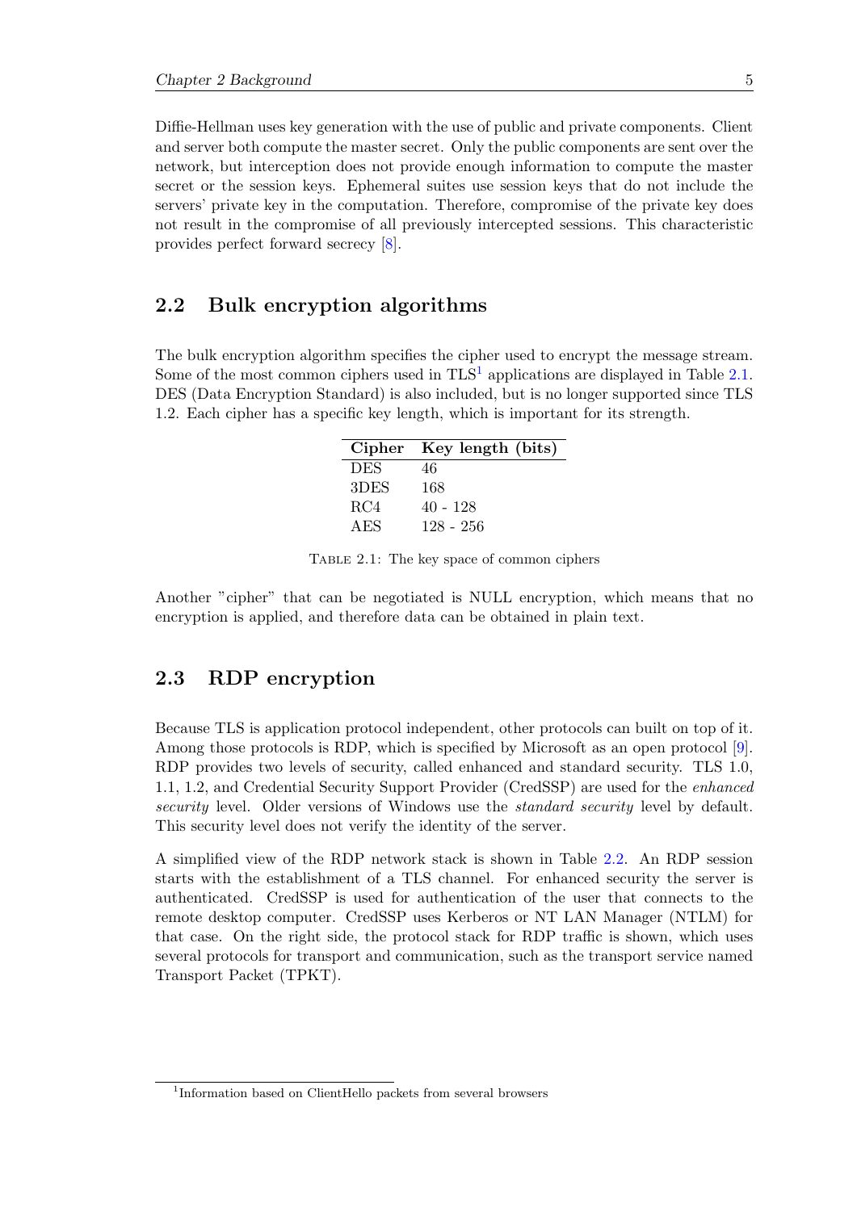Diffie-Hellman uses key generation with the use of public and private components. Client and server both compute the master secret. Only the public components are sent over the network, but interception does not provide enough information to compute the master secret or the session keys. Ephemeral suites use session keys that do not include the servers' private key in the computation. Therefore, compromise of the private key does not result in the compromise of all previously intercepted sessions. This characteristic provides perfect forward secrecy [8].

## 2.2 Bulk encryption algorithms

The bulk encryption algorithm specifies the cipher used to encrypt the message stream. Some of the most common ciphers used in TLS[1] applications are displayed in Table 2.1. DES (Data Encryption Standard) is also included, but is no longer supported since TLS 1.2. Each cipher has a specific key length, which is important for its strength.

| Cipher | Key length (bits) |
|---|---|
| DES | 46 |
| 3DES | 168 |
| RC4 | 40 - 128 |
| AES | 128 - 256 |

Table 2.1: The key space of common ciphers

Another "cipher" that can be negotiated is NULL encryption, which means that no encryption is applied, and therefore data can be obtained in plain text.

## 2.3 RDP encryption

Because TLS is application protocol independent, other protocols can built on top of it. Among those protocols is RDP, which is specified by Microsoft as an open protocol [9]. RDP provides two levels of security, called enhanced and standard security. TLS 1.0, 1.1, 1.2, and Credential Security Support Provider (CredSSP) are used for the *enhanced security* level. Older versions of Windows use the *standard security* level by default. This security level does not verify the identity of the server.

A simplified view of the RDP network stack is shown in Table 2.2. An RDP session starts with the establishment of a TLS channel. For enhanced security the server is authenticated. CredSSP is used for authentication of the user that connects to the remote desktop computer. CredSSP uses Kerberos or NT LAN Manager (NTLM) for that case. On the right side, the protocol stack for RDP traffic is shown, which uses several protocols for transport and communication, such as the transport service named Transport Packet (TPKT).

[1] Information based on ClientHello packets from several browsers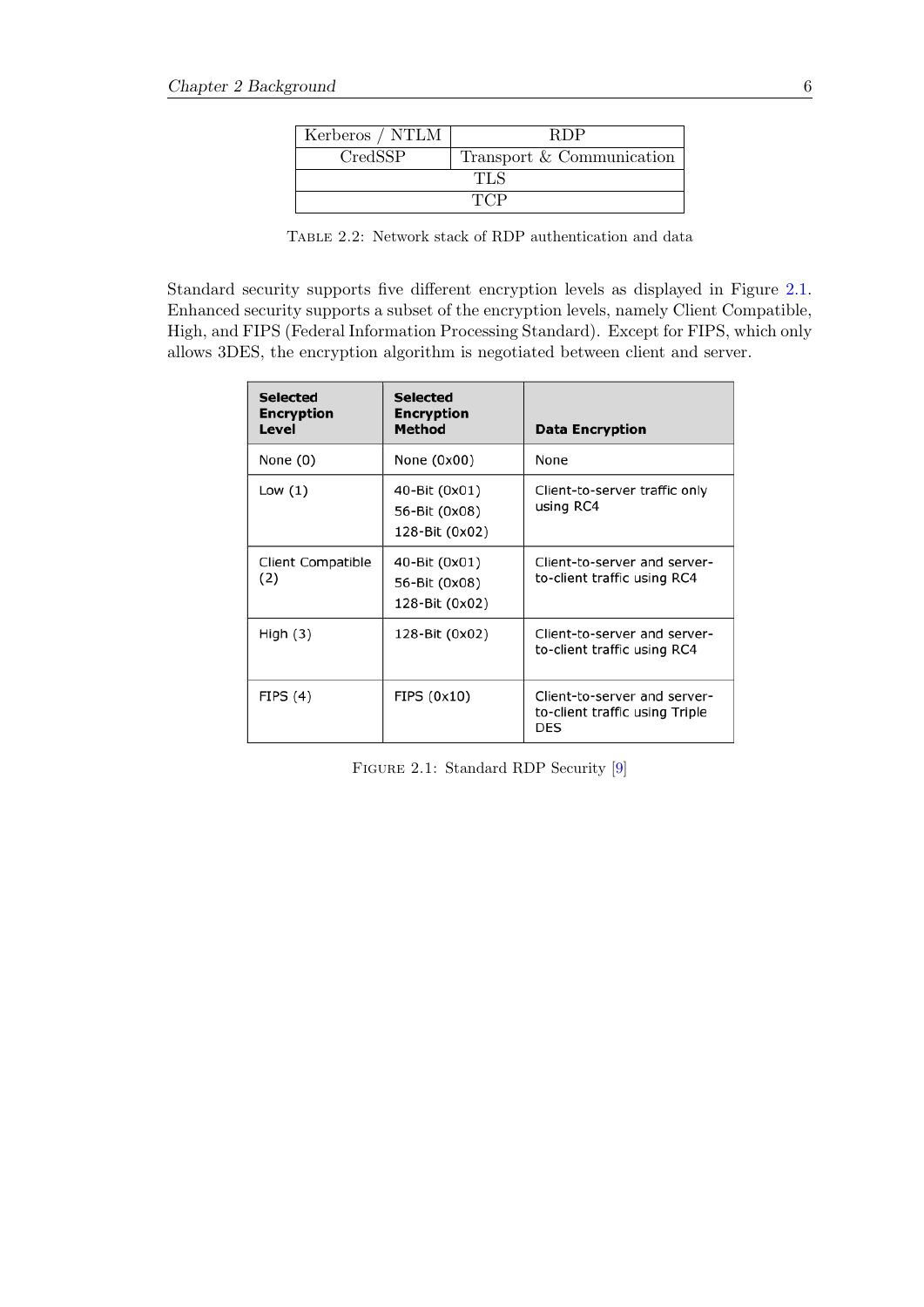| Kerberos / NTLM | RDP |
|---|---|
| CredSSP | Transport & Communication |
| TLS | |
| TCP | |

TABLE 2.2: Network stack of RDP authentication and data

Standard security supports five different encryption levels as displayed in Figure 2.1. Enhanced security supports a subset of the encryption levels, namely Client Compatible, High, and FIPS (Federal Information Processing Standard). Except for FIPS, which only allows 3DES, the encryption algorithm is negotiated between client and server.

| Selected Encryption Level | Selected Encryption Method | Data Encryption |
|---|---|---|
| None (0) | None (0x00) | None |
| Low (1) | 40-Bit (0x01)<br>56-Bit (0x08)<br>128-Bit (0x02) | Client-to-server traffic only using RC4 |
| Client Compatible (2) | 40-Bit (0x01)<br>56-Bit (0x08)<br>128-Bit (0x02) | Client-to-server and server-to-client traffic using RC4 |
| High (3) | 128-Bit (0x02) | Client-to-server and server-to-client traffic using RC4 |
| FIPS (4) | FIPS (0x10) | Client-to-server and server-to-client traffic using Triple DES |

FIGURE 2.1: Standard RDP Security [9]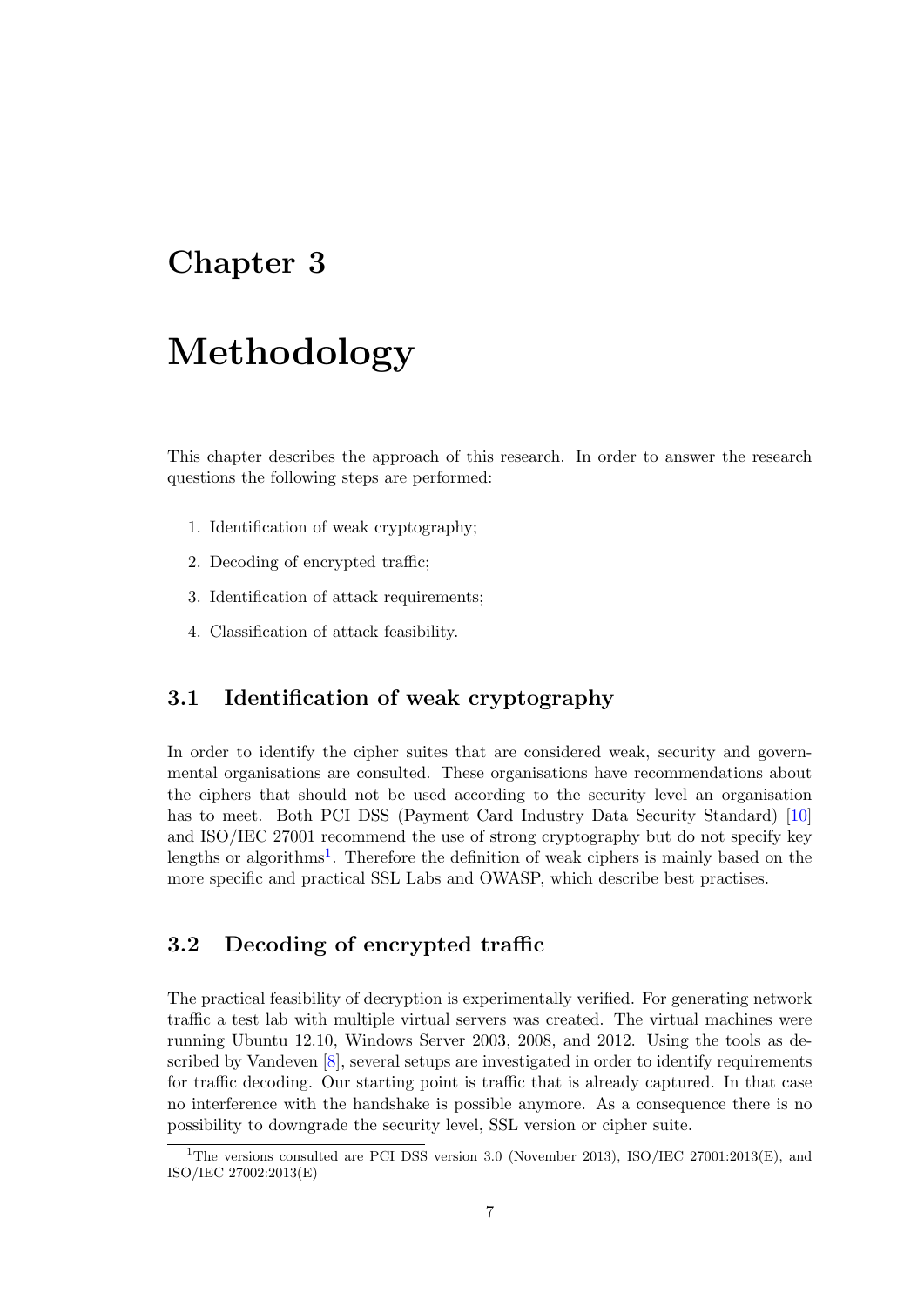# Chapter 3

# Methodology

This chapter describes the approach of this research. In order to answer the research questions the following steps are performed:

1. Identification of weak cryptography;
2. Decoding of encrypted traffic;
3. Identification of attack requirements;
4. Classification of attack feasibility.

## 3.1 Identification of weak cryptography

In order to identify the cipher suites that are considered weak, security and governmental organisations are consulted. These organisations have recommendations about the ciphers that should not be used according to the security level an organisation has to meet. Both PCI DSS (Payment Card Industry Data Security Standard) [10] and ISO/IEC 27001 recommend the use of strong cryptography but do not specify key lengths or algorithms[1]. Therefore the definition of weak ciphers is mainly based on the more specific and practical SSL Labs and OWASP, which describe best practises.

## 3.2 Decoding of encrypted traffic

The practical feasibility of decryption is experimentally verified. For generating network traffic a test lab with multiple virtual servers was created. The virtual machines were running Ubuntu 12.10, Windows Server 2003, 2008, and 2012. Using the tools as described by Vandeven [8], several setups are investigated in order to identify requirements for traffic decoding. Our starting point is traffic that is already captured. In that case no interference with the handshake is possible anymore. As a consequence there is no possibility to downgrade the security level, SSL version or cipher suite.

[1] The versions consulted are PCI DSS version 3.0 (November 2013), ISO/IEC 27001:2013(E), and ISO/IEC 27002:2013(E)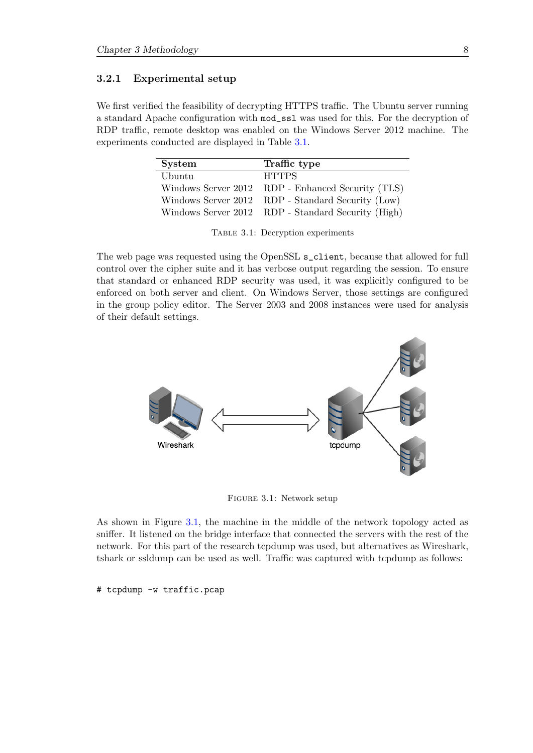### 3.2.1 Experimental setup

We first verified the feasibility of decrypting HTTPS traffic. The Ubuntu server running a standard Apache configuration with `mod_ssl` was used for this. For the decryption of RDP traffic, remote desktop was enabled on the Windows Server 2012 machine. The experiments conducted are displayed in Table 3.1.

| System | Traffic type |
|---|---|
| Ubuntu | HTTPS |
| Windows Server 2012 | RDP - Enhanced Security (TLS) |
| Windows Server 2012 | RDP - Standard Security (Low) |
| Windows Server 2012 | RDP - Standard Security (High) |

Table 3.1: Decryption experiments

The web page was requested using the OpenSSL `s_client`, because that allowed for full control over the cipher suite and it has verbose output regarding the session. To ensure that standard or enhanced RDP security was used, it was explicitly configured to be enforced on both server and client. On Windows Server, those settings are configured in the group policy editor. The Server 2003 and 2008 instances were used for analysis of their default settings.

Figure 3.1: Network setup

As shown in Figure 3.1, the machine in the middle of the network topology acted as sniffer. It listened on the bridge interface that connected the servers with the rest of the network. For this part of the research tcpdump was used, but alternatives as Wireshark, tshark or ssldump can be used as well. Traffic was captured with tcpdump as follows:

```
# tcpdump -w traffic.pcap
```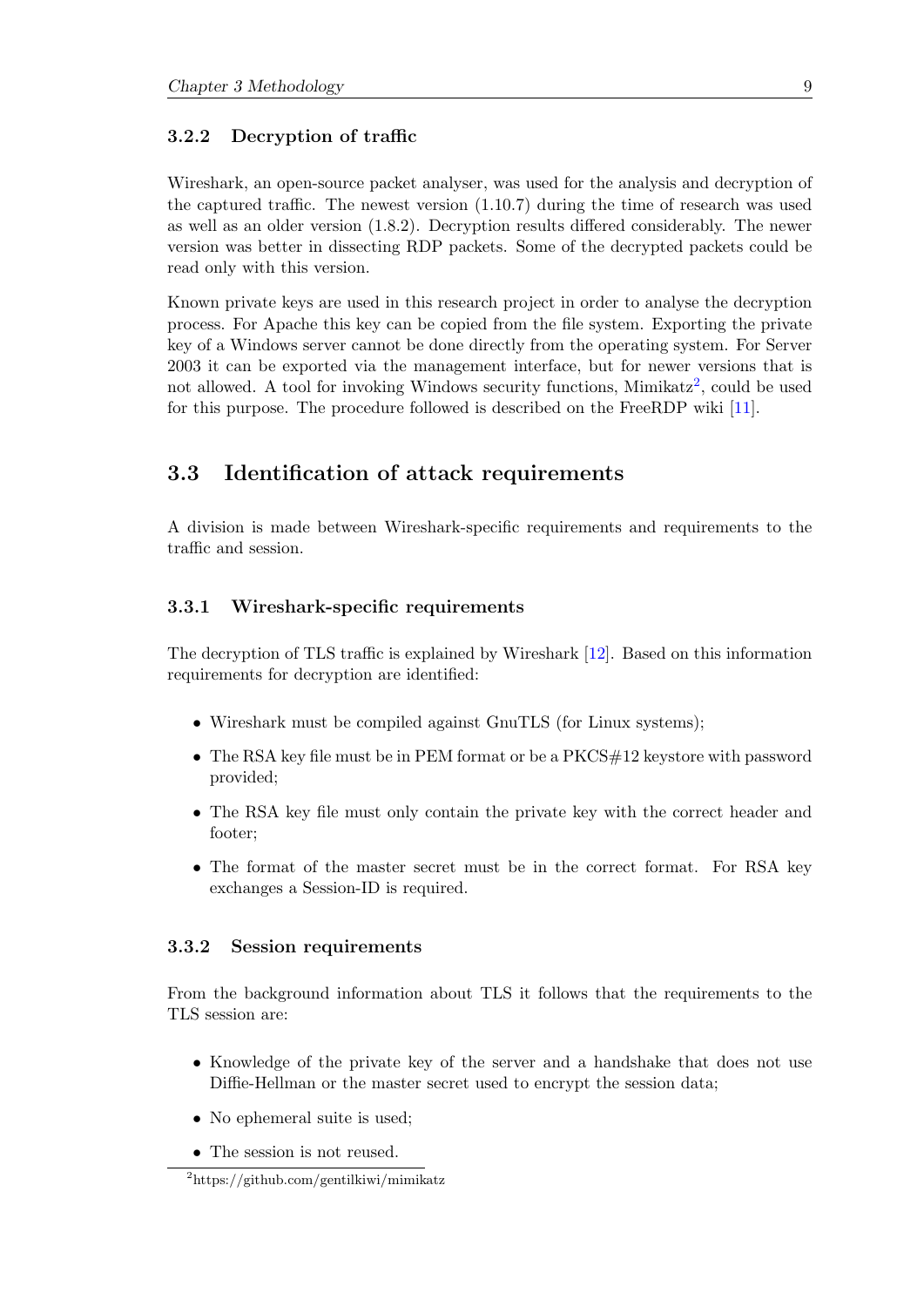### 3.2.2 Decryption of traffic

Wireshark, an open-source packet analyser, was used for the analysis and decryption of the captured traffic. The newest version (1.10.7) during the time of research was used as well as an older version (1.8.2). Decryption results differed considerably. The newer version was better in dissecting RDP packets. Some of the decrypted packets could be read only with this version.

Known private keys are used in this research project in order to analyse the decryption process. For Apache this key can be copied from the file system. Exporting the private key of a Windows server cannot be done directly from the operating system. For Server 2003 it can be exported via the management interface, but for newer versions that is not allowed. A tool for invoking Windows security functions, Mimikatz[2], could be used for this purpose. The procedure followed is described on the FreeRDP wiki [11].

## 3.3 Identification of attack requirements

A division is made between Wireshark-specific requirements and requirements to the traffic and session.

### 3.3.1 Wireshark-specific requirements

The decryption of TLS traffic is explained by Wireshark [12]. Based on this information requirements for decryption are identified:

- Wireshark must be compiled against GnuTLS (for Linux systems);
- The RSA key file must be in PEM format or be a PKCS#12 keystore with password provided;
- The RSA key file must only contain the private key with the correct header and footer;
- The format of the master secret must be in the correct format. For RSA key exchanges a Session-ID is required.

### 3.3.2 Session requirements

From the background information about TLS it follows that the requirements to the TLS session are:

- Knowledge of the private key of the server and a handshake that does not use Diffie-Hellman or the master secret used to encrypt the session data;
- No ephemeral suite is used;
- The session is not reused.

[2] https://github.com/gentilkiwi/mimikatz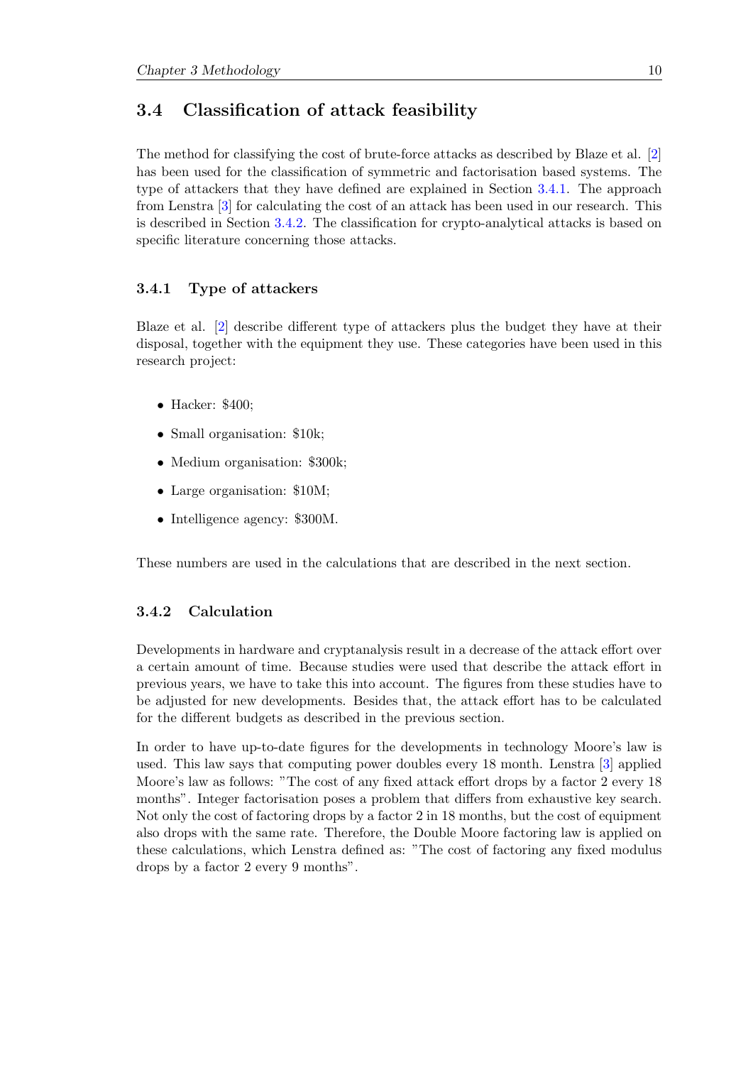## 3.4 Classification of attack feasibility

The method for classifying the cost of brute-force attacks as described by Blaze et al. [2] has been used for the classification of symmetric and factorisation based systems. The type of attackers that they have defined are explained in Section 3.4.1. The approach from Lenstra [3] for calculating the cost of an attack has been used in our research. This is described in Section 3.4.2. The classification for crypto-analytical attacks is based on specific literature concerning those attacks.

### 3.4.1 Type of attackers

Blaze et al. [2] describe different type of attackers plus the budget they have at their disposal, together with the equipment they use. These categories have been used in this research project:

- Hacker: $400;
- Small organisation: $10k;
- Medium organisation: $300k;
- Large organisation: $10M;
- Intelligence agency: $300M.

These numbers are used in the calculations that are described in the next section.

### 3.4.2 Calculation

Developments in hardware and cryptanalysis result in a decrease of the attack effort over a certain amount of time. Because studies were used that describe the attack effort in previous years, we have to take this into account. The figures from these studies have to be adjusted for new developments. Besides that, the attack effort has to be calculated for the different budgets as described in the previous section.

In order to have up-to-date figures for the developments in technology Moore's law is used. This law says that computing power doubles every 18 month. Lenstra [3] applied Moore's law as follows: "The cost of any fixed attack effort drops by a factor 2 every 18 months". Integer factorisation poses a problem that differs from exhaustive key search. Not only the cost of factoring drops by a factor 2 in 18 months, but the cost of equipment also drops with the same rate. Therefore, the Double Moore factoring law is applied on these calculations, which Lenstra defined as: "The cost of factoring any fixed modulus drops by a factor 2 every 9 months".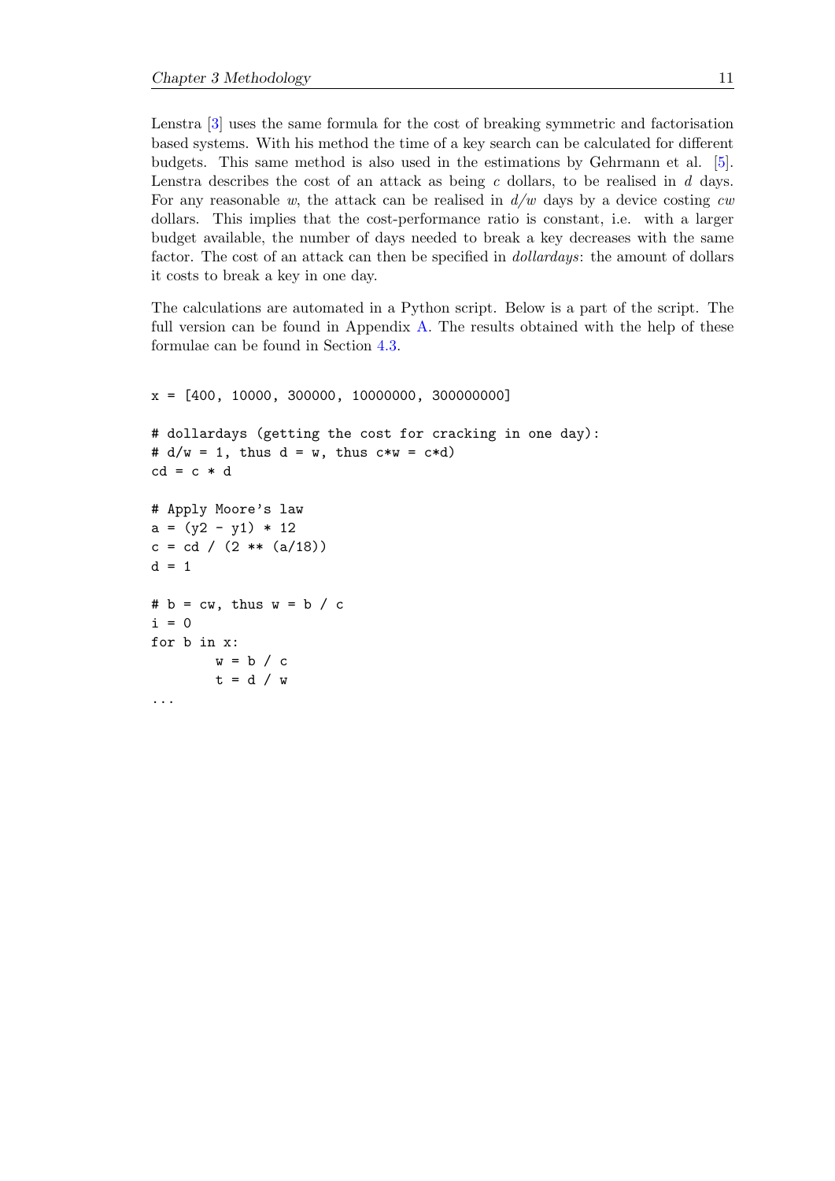Lenstra [3] uses the same formula for the cost of breaking symmetric and factorisation based systems. With his method the time of a key search can be calculated for different budgets. This same method is also used in the estimations by Gehrmann et al. [5]. Lenstra describes the cost of an attack as being $c$ dollars, to be realised in $d$ days. For any reasonable $w$, the attack can be realised in $d/w$ days by a device costing $cw$ dollars. This implies that the cost-performance ratio is constant, i.e. with a larger budget available, the number of days needed to break a key decreases with the same factor. The cost of an attack can then be specified in *dollardays*: the amount of dollars it costs to break a key in one day.

The calculations are automated in a Python script. Below is a part of the script. The full version can be found in Appendix A. The results obtained with the help of these formulae can be found in Section 4.3.

```
x = [400, 10000, 300000, 10000000, 300000000]

# dollardays (getting the cost for cracking in one day):
# d/w = 1, thus d = w, thus c*w = c*d)
cd = c * d

# Apply Moore's law
a = (y2 - y1) * 12
c = cd / (2 ** (a/18))
d = 1

# b = cw, thus w = b / c
i = 0
for b in x:
        w = b / c
        t = d / w
...
```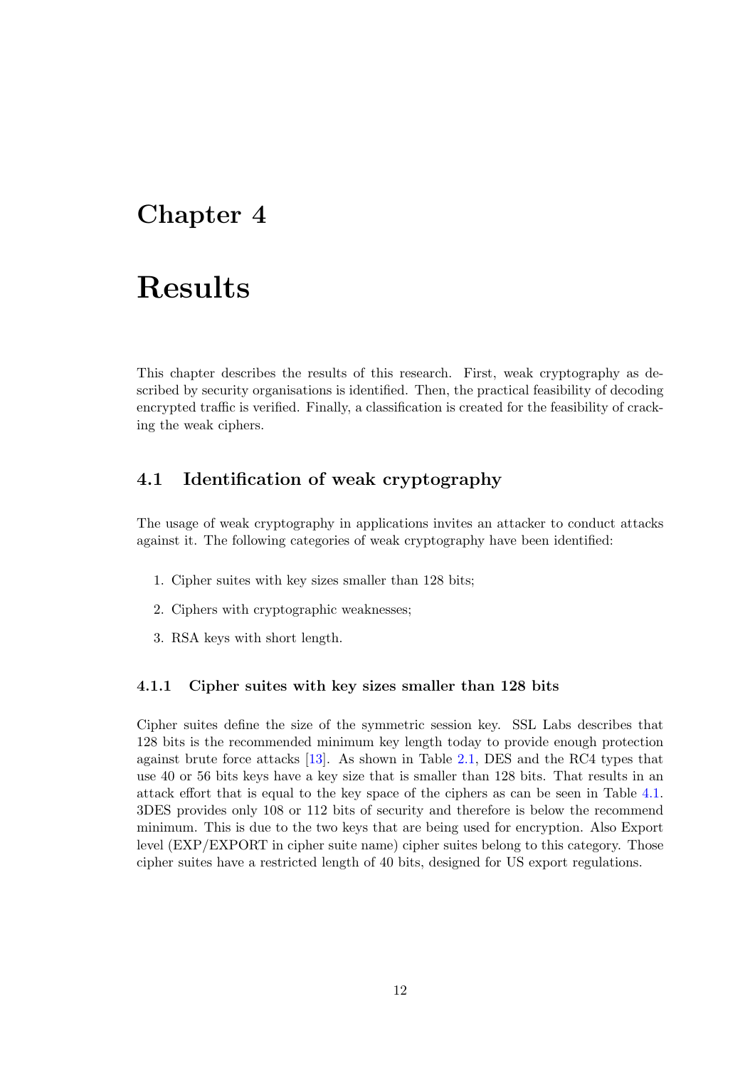# Chapter 4

# Results

This chapter describes the results of this research. First, weak cryptography as described by security organisations is identified. Then, the practical feasibility of decoding encrypted traffic is verified. Finally, a classification is created for the feasibility of cracking the weak ciphers.

## 4.1 Identification of weak cryptography

The usage of weak cryptography in applications invites an attacker to conduct attacks against it. The following categories of weak cryptography have been identified:

1. Cipher suites with key sizes smaller than 128 bits;
2. Ciphers with cryptographic weaknesses;
3. RSA keys with short length.

### 4.1.1 Cipher suites with key sizes smaller than 128 bits

Cipher suites define the size of the symmetric session key. SSL Labs describes that 128 bits is the recommended minimum key length today to provide enough protection against brute force attacks [13]. As shown in Table 2.1, DES and the RC4 types that use 40 or 56 bits keys have a key size that is smaller than 128 bits. That results in an attack effort that is equal to the key space of the ciphers as can be seen in Table 4.1. 3DES provides only 108 or 112 bits of security and therefore is below the recommend minimum. This is due to the two keys that are being used for encryption. Also Export level (EXP/EXPORT in cipher suite name) cipher suites belong to this category. Those cipher suites have a restricted length of 40 bits, designed for US export regulations.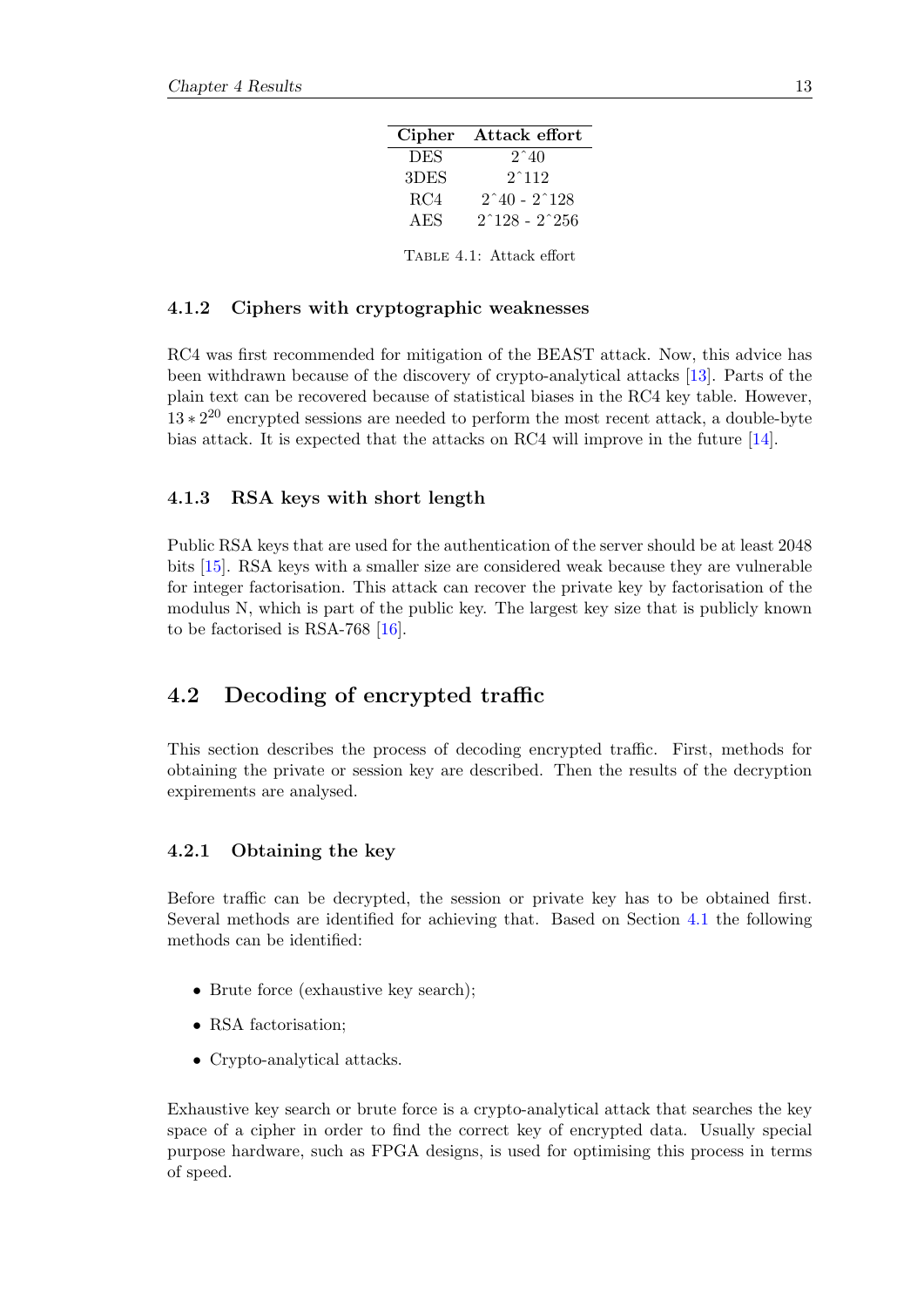| Cipher | Attack effort |
|---|---|
| DES | 2ˆ40 |
| 3DES | 2ˆ112 |
| RC4 | 2ˆ40 - 2ˆ128 |
| AES | 2ˆ128 - 2ˆ256 |

Table 4.1: Attack effort

### 4.1.2 Ciphers with cryptographic weaknesses

RC4 was first recommended for mitigation of the BEAST attack. Now, this advice has been withdrawn because of the discovery of crypto-analytical attacks [13]. Parts of the plain text can be recovered because of statistical biases in the RC4 key table. However, $13 * 2^{20}$ encrypted sessions are needed to perform the most recent attack, a double-byte bias attack. It is expected that the attacks on RC4 will improve in the future [14].

### 4.1.3 RSA keys with short length

Public RSA keys that are used for the authentication of the server should be at least 2048 bits [15]. RSA keys with a smaller size are considered weak because they are vulnerable for integer factorisation. This attack can recover the private key by factorisation of the modulus N, which is part of the public key. The largest key size that is publicly known to be factorised is RSA-768 [16].

## 4.2 Decoding of encrypted traffic

This section describes the process of decoding encrypted traffic. First, methods for obtaining the private or session key are described. Then the results of the decryption expirements are analysed.

### 4.2.1 Obtaining the key

Before traffic can be decrypted, the session or private key has to be obtained first. Several methods are identified for achieving that. Based on Section 4.1 the following methods can be identified:

- Brute force (exhaustive key search);
- RSA factorisation;
- Crypto-analytical attacks.

Exhaustive key search or brute force is a crypto-analytical attack that searches the key space of a cipher in order to find the correct key of encrypted data. Usually special purpose hardware, such as FPGA designs, is used for optimising this process in terms of speed.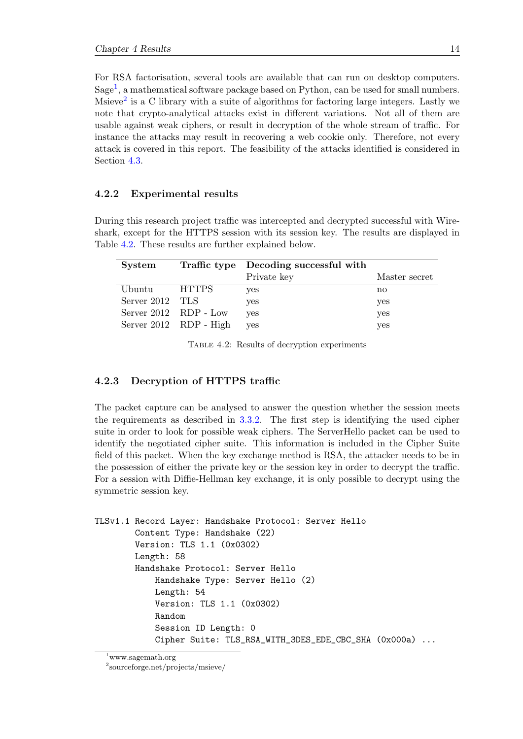For RSA factorisation, several tools are available that can run on desktop computers. Sage[1], a mathematical software package based on Python, can be used for small numbers. Msieve[2] is a C library with a suite of algorithms for factoring large integers. Lastly we note that crypto-analytical attacks exist in different variations. Not all of them are usable against weak ciphers, or result in decryption of the whole stream of traffic. For instance the attacks may result in recovering a web cookie only. Therefore, not every attack is covered in this report. The feasibility of the attacks identified is considered in Section 4.3.

### 4.2.2 Experimental results

During this research project traffic was intercepted and decrypted successful with Wireshark, except for the HTTPS session with its session key. The results are displayed in Table 4.2. These results are further explained below.

| **System** | **Traffic type** | **Decoding successful with** | |
|---|---|---|---|
| | | Private key | Master secret |
| Ubuntu | HTTPS | yes | no |
| Server 2012 | TLS | yes | yes |
| Server 2012 | RDP - Low | yes | yes |
| Server 2012 | RDP - High | yes | yes |

Table 4.2: Results of decryption experiments

### 4.2.3 Decryption of HTTPS traffic

The packet capture can be analysed to answer the question whether the session meets the requirements as described in 3.3.2. The first step is identifying the used cipher suite in order to look for possible weak ciphers. The ServerHello packet can be used to identify the negotiated cipher suite. This information is included in the Cipher Suite field of this packet. When the key exchange method is RSA, the attacker needs to be in the possession of either the private key or the session key in order to decrypt the traffic. For a session with Diffie-Hellman key exchange, it is only possible to decrypt using the symmetric session key.

```
TLSv1.1 Record Layer: Handshake Protocol: Server Hello
        Content Type: Handshake (22)
        Version: TLS 1.1 (0x0302)
        Length: 58
        Handshake Protocol: Server Hello
            Handshake Type: Server Hello (2)
            Length: 54
            Version: TLS 1.1 (0x0302)
            Random
            Session ID Length: 0
            Cipher Suite: TLS_RSA_WITH_3DES_EDE_CBC_SHA (0x000a) ...
```

[1] www.sagemath.org

[2] sourceforge.net/projects/msieve/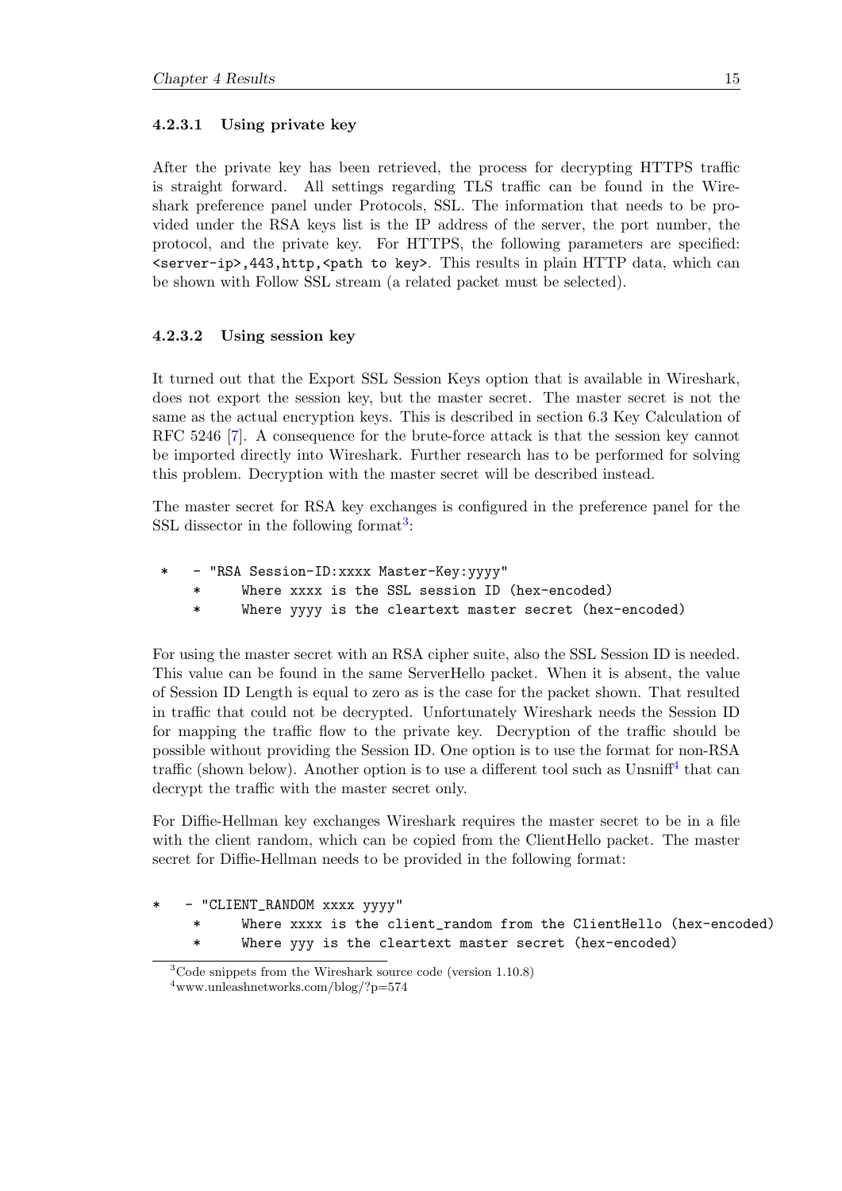#### 4.2.3.1 Using private key

After the private key has been retrieved, the process for decrypting HTTPS traffic is straight forward. All settings regarding TLS traffic can be found in the Wireshark preference panel under Protocols, SSL. The information that needs to be provided under the RSA keys list is the IP address of the server, the port number, the protocol, and the private key. For HTTPS, the following parameters are specified: `<server-ip>,443,http,<path to key>`. This results in plain HTTP data, which can be shown with Follow SSL stream (a related packet must be selected).

#### 4.2.3.2 Using session key

It turned out that the Export SSL Session Keys option that is available in Wireshark, does not export the session key, but the master secret. The master secret is not the same as the actual encryption keys. This is described in section 6.3 Key Calculation of RFC 5246 [7]. A consequence for the brute-force attack is that the session key cannot be imported directly into Wireshark. Further research has to be performed for solving this problem. Decryption with the master secret will be described instead.

The master secret for RSA key exchanges is configured in the preference panel for the SSL dissector in the following format[3]:

```
 *   - "RSA Session-ID:xxxx Master-Key:yyyy"
     *     Where xxxx is the SSL session ID (hex-encoded)
     *     Where yyyy is the cleartext master secret (hex-encoded)
```

For using the master secret with an RSA cipher suite, also the SSL Session ID is needed. This value can be found in the same ServerHello packet. When it is absent, the value of Session ID Length is equal to zero as is the case for the packet shown. That resulted in traffic that could not be decrypted. Unfortunately Wireshark needs the Session ID for mapping the traffic flow to the private key. Decryption of the traffic should be possible without providing the Session ID. One option is to use the format for non-RSA traffic (shown below). Another option is to use a different tool such as Unsniff[4] that can decrypt the traffic with the master secret only.

For Diffie-Hellman key exchanges Wireshark requires the master secret to be in a file with the client random, which can be copied from the ClientHello packet. The master secret for Diffie-Hellman needs to be provided in the following format:

```
*   - "CLIENT_RANDOM xxxx yyyy"
     *     Where xxxx is the client_random from the ClientHello (hex-encoded)
     *     Where yyy is the cleartext master secret (hex-encoded)
```

[3] Code snippets from the Wireshark source code (version 1.10.8)

[4] www.unleashnetworks.com/blog/?p=574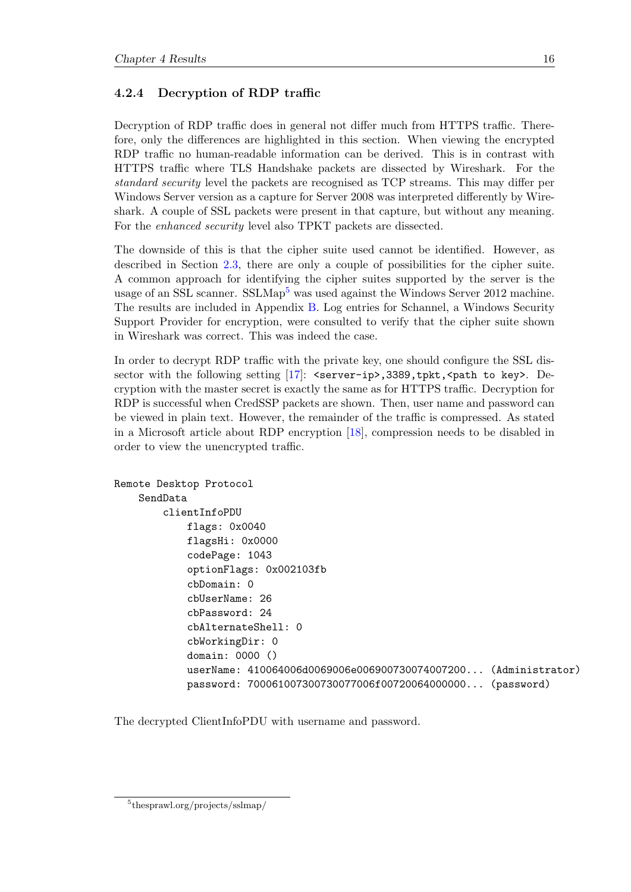### 4.2.4 Decryption of RDP traffic

Decryption of RDP traffic does in general not differ much from HTTPS traffic. Therefore, only the differences are highlighted in this section. When viewing the encrypted RDP traffic no human-readable information can be derived. This is in contrast with HTTPS traffic where TLS Handshake packets are dissected by Wireshark. For the *standard security* level the packets are recognised as TCP streams. This may differ per Windows Server version as a capture for Server 2008 was interpreted differently by Wireshark. A couple of SSL packets were present in that capture, but without any meaning. For the *enhanced security* level also TPKT packets are dissected.

The downside of this is that the cipher suite used cannot be identified. However, as described in Section 2.3, there are only a couple of possibilities for the cipher suite. A common approach for identifying the cipher suites supported by the server is the usage of an SSL scanner. SSLMap[5] was used against the Windows Server 2012 machine. The results are included in Appendix B. Log entries for Schannel, a Windows Security Support Provider for encryption, were consulted to verify that the cipher suite shown in Wireshark was correct. This was indeed the case.

In order to decrypt RDP traffic with the private key, one should configure the SSL dissector with the following setting [17]: `<server-ip>,3389,tpkt,<path to key>`. Decryption with the master secret is exactly the same as for HTTPS traffic. Decryption for RDP is successful when CredSSP packets are shown. Then, user name and password can be viewed in plain text. However, the remainder of the traffic is compressed. As stated in a Microsoft article about RDP encryption [18], compression needs to be disabled in order to view the unencrypted traffic.

```
Remote Desktop Protocol
    SendData
        clientInfoPDU
            flags: 0x0040
            flagsHi: 0x0000
            codePage: 1043
            optionFlags: 0x002103fb
            cbDomain: 0
            cbUserName: 26
            cbPassword: 24
            cbAlternateShell: 0
            cbWorkingDir: 0
            domain: 0000 ()
            userName: 410064006d0069006e006900730074007200... (Administrator)
            password: 7000610073007300770006f00720064000000... (password)
```

The decrypted ClientInfoPDU with username and password.

[5] thesprawl.org/projects/sslmap/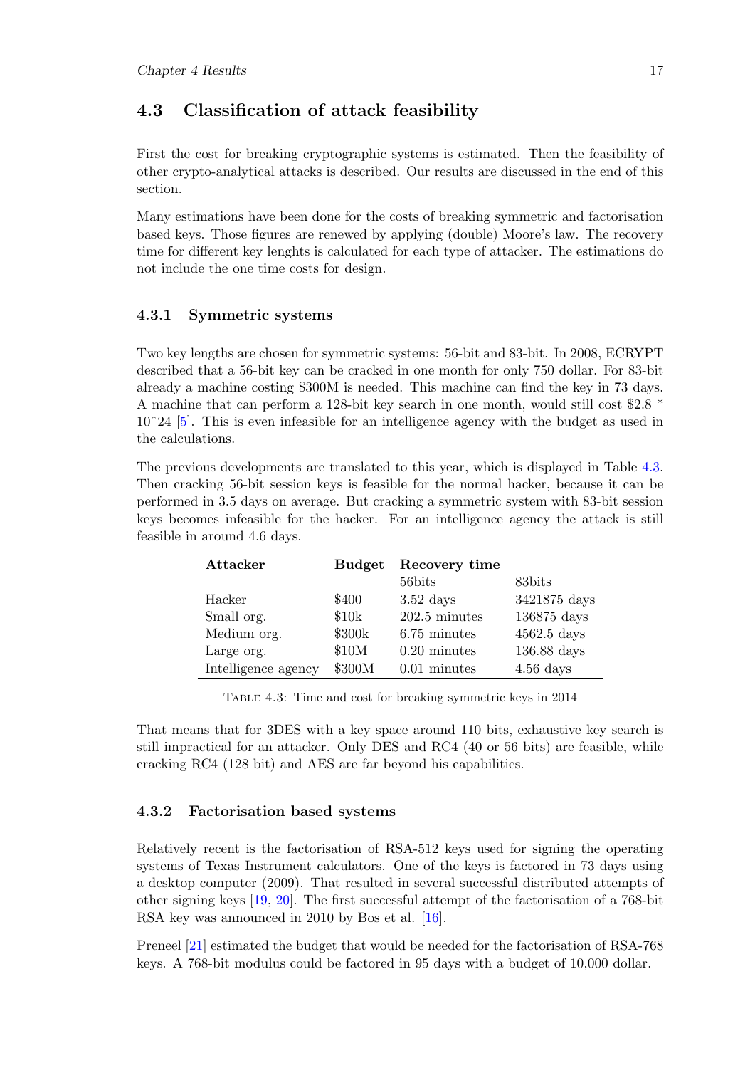## 4.3 Classification of attack feasibility

First the cost for breaking cryptographic systems is estimated. Then the feasibility of other crypto-analytical attacks is described. Our results are discussed in the end of this section.

Many estimations have been done for the costs of breaking symmetric and factorisation based keys. Those figures are renewed by applying (double) Moore's law. The recovery time for different key lenghts is calculated for each type of attacker. The estimations do not include the one time costs for design.

### 4.3.1 Symmetric systems

Two key lengths are chosen for symmetric systems: 56-bit and 83-bit. In 2008, ECRYPT described that a 56-bit key can be cracked in one month for only 750 dollar. For 83-bit already a machine costing \$300M is needed. This machine can find the key in 73 days. A machine that can perform a 128-bit key search in one month, would still cost \$2.8 * 10ˆ24 [5]. This is even infeasible for an intelligence agency with the budget as used in the calculations.

The previous developments are translated to this year, which is displayed in Table 4.3. Then cracking 56-bit session keys is feasible for the normal hacker, because it can be performed in 3.5 days on average. But cracking a symmetric system with 83-bit session keys becomes infeasible for the hacker. For an intelligence agency the attack is still feasible in around 4.6 days.

| Attacker | Budget | Recovery time | |
|---|---|---|---|
| | | 56bits | 83bits |
| Hacker | \$400 | 3.52 days | 3421875 days |
| Small org. | \$10k | 202.5 minutes | 136875 days |
| Medium org. | \$300k | 6.75 minutes | 4562.5 days |
| Large org. | \$10M | 0.20 minutes | 136.88 days |
| Intelligence agency | \$300M | 0.01 minutes | 4.56 days |

Table 4.3: Time and cost for breaking symmetric keys in 2014

That means that for 3DES with a key space around 110 bits, exhaustive key search is still impractical for an attacker. Only DES and RC4 (40 or 56 bits) are feasible, while cracking RC4 (128 bit) and AES are far beyond his capabilities.

### 4.3.2 Factorisation based systems

Relatively recent is the factorisation of RSA-512 keys used for signing the operating systems of Texas Instrument calculators. One of the keys is factored in 73 days using a desktop computer (2009). That resulted in several successful distributed attempts of other signing keys [19, 20]. The first successful attempt of the factorisation of a 768-bit RSA key was announced in 2010 by Bos et al. [16].

Preneel [21] estimated the budget that would be needed for the factorisation of RSA-768 keys. A 768-bit modulus could be factored in 95 days with a budget of 10,000 dollar.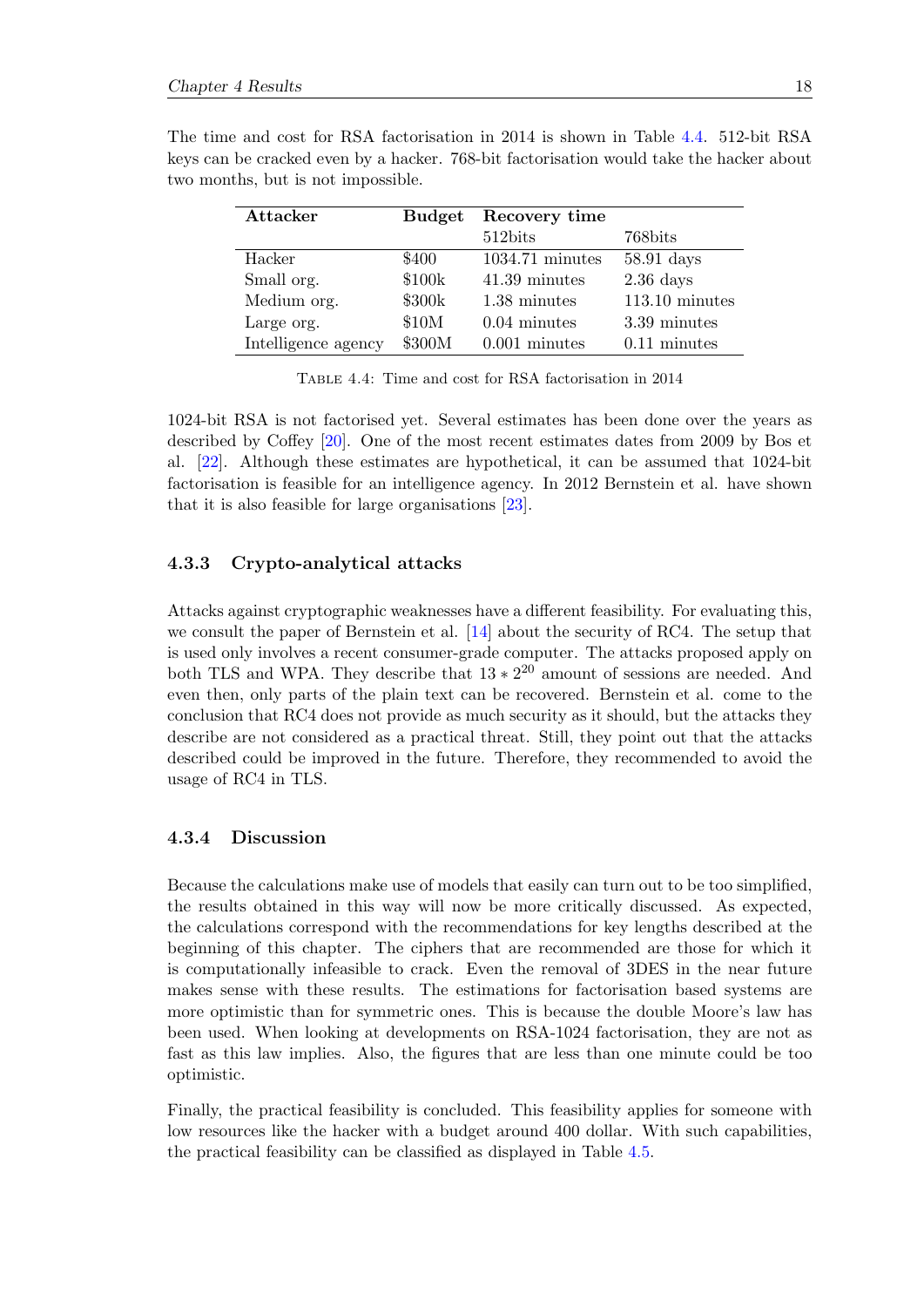The time and cost for RSA factorisation in 2014 is shown in Table 4.4. 512-bit RSA keys can be cracked even by a hacker. 768-bit factorisation would take the hacker about two months, but is not impossible.

| **Attacker** | **Budget** | **Recovery time** | |
|---|---|---|---|
| | | 512bits | 768bits |
| Hacker | $400 | 1034.71 minutes | 58.91 days |
| Small org. | $100k | 41.39 minutes | 2.36 days |
| Medium org. | $300k | 1.38 minutes | 113.10 minutes |
| Large org. | $10M | 0.04 minutes | 3.39 minutes |
| Intelligence agency | $300M | 0.001 minutes | 0.11 minutes |

Table 4.4: Time and cost for RSA factorisation in 2014

1024-bit RSA is not factorised yet. Several estimates has been done over the years as described by Coffey [20]. One of the most recent estimates dates from 2009 by Bos et al. [22]. Although these estimates are hypothetical, it can be assumed that 1024-bit factorisation is feasible for an intelligence agency. In 2012 Bernstein et al. have shown that it is also feasible for large organisations [23].

### 4.3.3 Crypto-analytical attacks

Attacks against cryptographic weaknesses have a different feasibility. For evaluating this, we consult the paper of Bernstein et al. [14] about the security of RC4. The setup that is used only involves a recent consumer-grade computer. The attacks proposed apply on both TLS and WPA. They describe that $13 * 2^{20}$ amount of sessions are needed. And even then, only parts of the plain text can be recovered. Bernstein et al. come to the conclusion that RC4 does not provide as much security as it should, but the attacks they describe are not considered as a practical threat. Still, they point out that the attacks described could be improved in the future. Therefore, they recommended to avoid the usage of RC4 in TLS.

### 4.3.4 Discussion

Because the calculations make use of models that easily can turn out to be too simplified, the results obtained in this way will now be more critically discussed. As expected, the calculations correspond with the recommendations for key lengths described at the beginning of this chapter. The ciphers that are recommended are those for which it is computationally infeasible to crack. Even the removal of 3DES in the near future makes sense with these results. The estimations for factorisation based systems are more optimistic than for symmetric ones. This is because the double Moore's law has been used. When looking at developments on RSA-1024 factorisation, they are not as fast as this law implies. Also, the figures that are less than one minute could be too optimistic.

Finally, the practical feasibility is concluded. This feasibility applies for someone with low resources like the hacker with a budget around 400 dollar. With such capabilities, the practical feasibility can be classified as displayed in Table 4.5.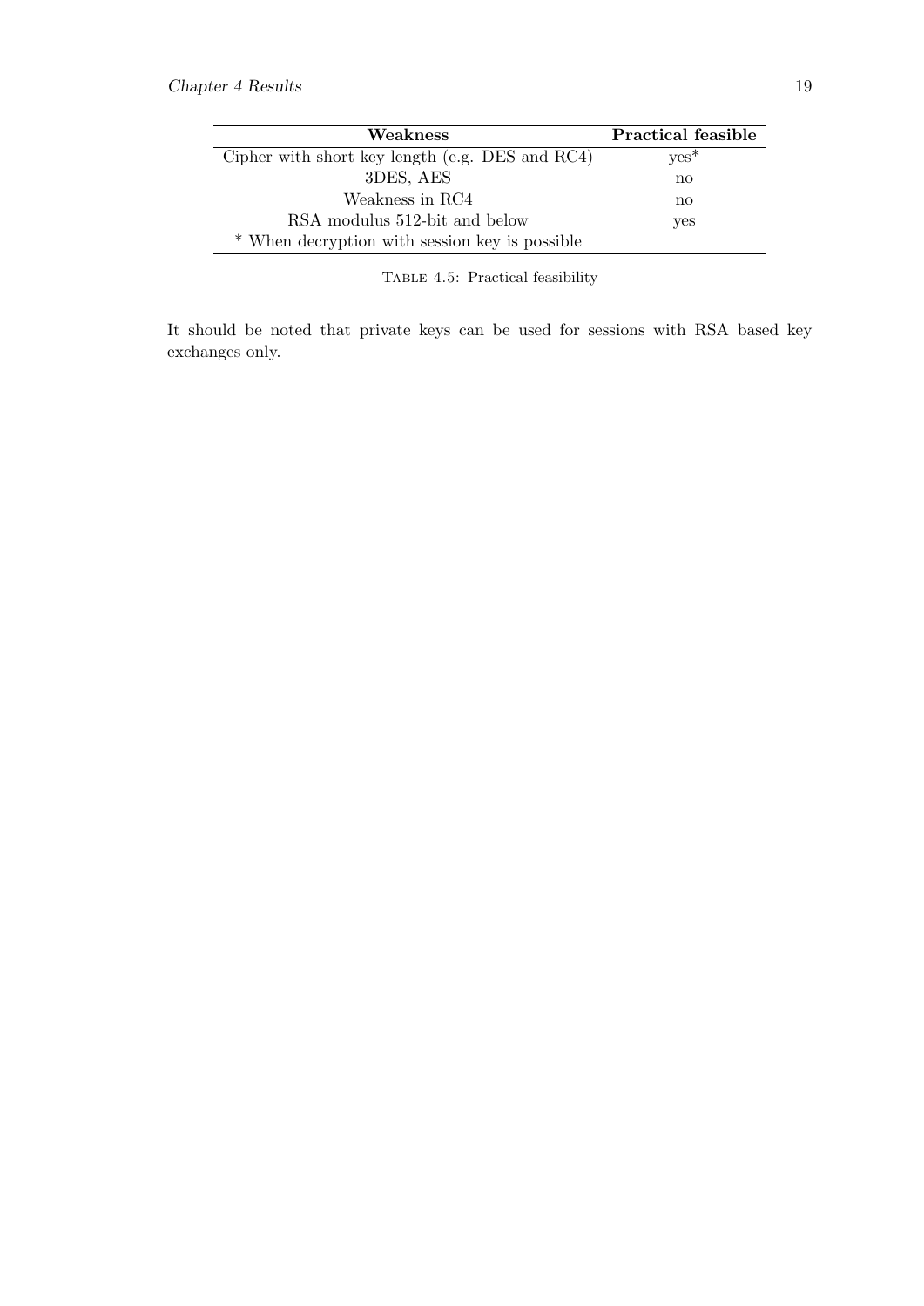| Weakness | Practical feasible |
|---|---|
| Cipher with short key length (e.g. DES and RC4) | yes* |
| 3DES, AES | no |
| Weakness in RC4 | no |
| RSA modulus 512-bit and below | yes |

* When decryption with session key is possible

Table 4.5: Practical feasibility

It should be noted that private keys can be used for sessions with RSA based key exchanges only.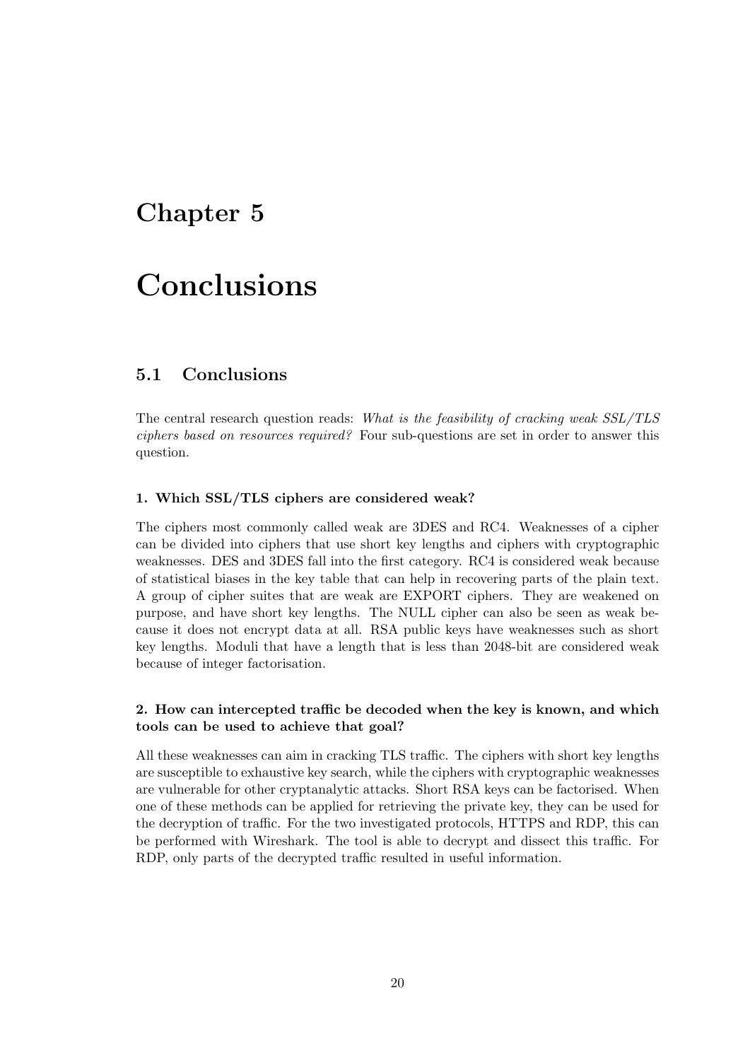# Chapter 5

# Conclusions

## 5.1 Conclusions

The central research question reads: *What is the feasibility of cracking weak SSL/TLS ciphers based on resources required?* Four sub-questions are set in order to answer this question.

**1. Which SSL/TLS ciphers are considered weak?**

The ciphers most commonly called weak are 3DES and RC4. Weaknesses of a cipher can be divided into ciphers that use short key lengths and ciphers with cryptographic weaknesses. DES and 3DES fall into the first category. RC4 is considered weak because of statistical biases in the key table that can help in recovering parts of the plain text. A group of cipher suites that are weak are EXPORT ciphers. They are weakened on purpose, and have short key lengths. The NULL cipher can also be seen as weak because it does not encrypt data at all. RSA public keys have weaknesses such as short key lengths. Moduli that have a length that is less than 2048-bit are considered weak because of integer factorisation.

**2. How can intercepted traffic be decoded when the key is known, and which tools can be used to achieve that goal?**

All these weaknesses can aim in cracking TLS traffic. The ciphers with short key lengths are susceptible to exhaustive key search, while the ciphers with cryptographic weaknesses are vulnerable for other cryptanalytic attacks. Short RSA keys can be factorised. When one of these methods can be applied for retrieving the private key, they can be used for the decryption of traffic. For the two investigated protocols, HTTPS and RDP, this can be performed with Wireshark. The tool is able to decrypt and dissect this traffic. For RDP, only parts of the decrypted traffic resulted in useful information.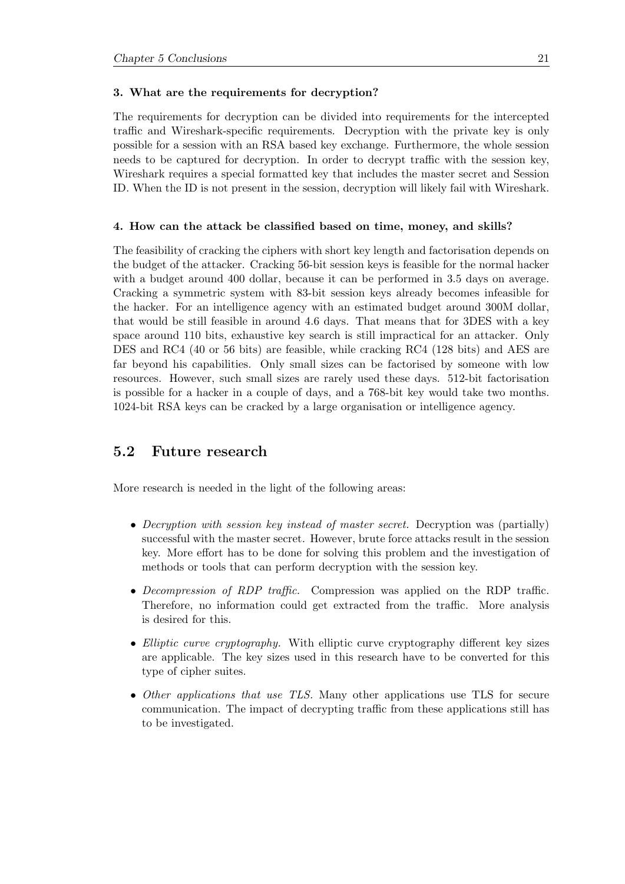**3. What are the requirements for decryption?**

The requirements for decryption can be divided into requirements for the intercepted traffic and Wireshark-specific requirements. Decryption with the private key is only possible for a session with an RSA based key exchange. Furthermore, the whole session needs to be captured for decryption. In order to decrypt traffic with the session key, Wireshark requires a special formatted key that includes the master secret and Session ID. When the ID is not present in the session, decryption will likely fail with Wireshark.

**4. How can the attack be classified based on time, money, and skills?**

The feasibility of cracking the ciphers with short key length and factorisation depends on the budget of the attacker. Cracking 56-bit session keys is feasible for the normal hacker with a budget around 400 dollar, because it can be performed in 3.5 days on average. Cracking a symmetric system with 83-bit session keys already becomes infeasible for the hacker. For an intelligence agency with an estimated budget around 300M dollar, that would be still feasible in around 4.6 days. That means that for 3DES with a key space around 110 bits, exhaustive key search is still impractical for an attacker. Only DES and RC4 (40 or 56 bits) are feasible, while cracking RC4 (128 bits) and AES are far beyond his capabilities. Only small sizes can be factorised by someone with low resources. However, such small sizes are rarely used these days. 512-bit factorisation is possible for a hacker in a couple of days, and a 768-bit key would take two months. 1024-bit RSA keys can be cracked by a large organisation or intelligence agency.

## 5.2 Future research

More research is needed in the light of the following areas:

- *Decryption with session key instead of master secret.* Decryption was (partially) successful with the master secret. However, brute force attacks result in the session key. More effort has to be done for solving this problem and the investigation of methods or tools that can perform decryption with the session key.
- *Decompression of RDP traffic.* Compression was applied on the RDP traffic. Therefore, no information could get extracted from the traffic. More analysis is desired for this.
- *Elliptic curve cryptography.* With elliptic curve cryptography different key sizes are applicable. The key sizes used in this research have to be converted for this type of cipher suites.
- *Other applications that use TLS.* Many other applications use TLS for secure communication. The impact of decrypting traffic from these applications still has to be investigated.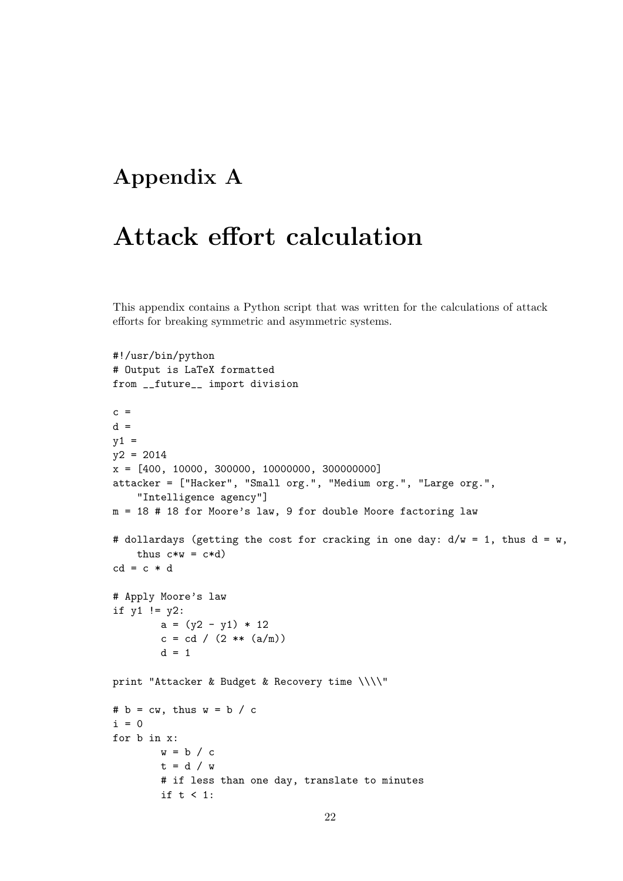# Appendix A

# Attack effort calculation

This appendix contains a Python script that was written for the calculations of attack efforts for breaking symmetric and asymmetric systems.

```
#!/usr/bin/python
# Output is LaTeX formatted
from __future__ import division

c =
d =
y1 =
y2 = 2014
x = [400, 10000, 300000, 10000000, 300000000]
attacker = ["Hacker", "Small org.", "Medium org.", "Large org.",
    "Intelligence agency"]
m = 18 # 18 for Moore's law, 9 for double Moore factoring law

# dollardays (getting the cost for cracking in one day: d/w = 1, thus d = w,
    thus c*w = c*d)
cd = c * d

# Apply Moore's law
if y1 != y2:
        a = (y2 - y1) * 12
        c = cd / (2 ** (a/m))
        d = 1

print "Attacker & Budget & Recovery time \\\\"

# b = cw, thus w = b / c
i = 0
for b in x:
        w = b / c
        t = d / w
        # if less than one day, translate to minutes
        if t < 1:
```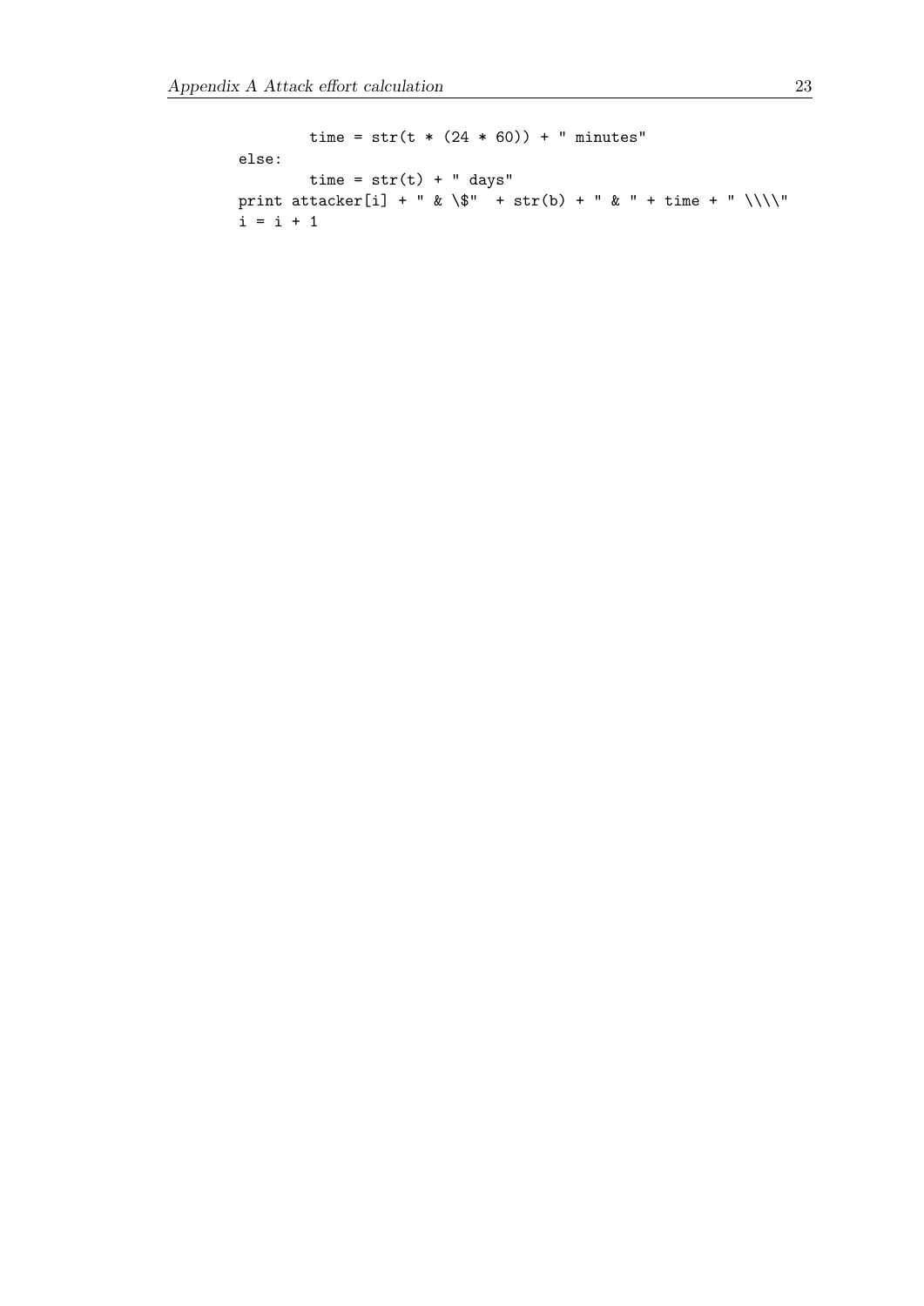```
		time = str(t * (24 * 60)) + " minutes"
	else:
		time = str(t) + " days"
	print attacker[i] + " & \$"  + str(b) + " & " + time + " \\\\"
	i = i + 1
```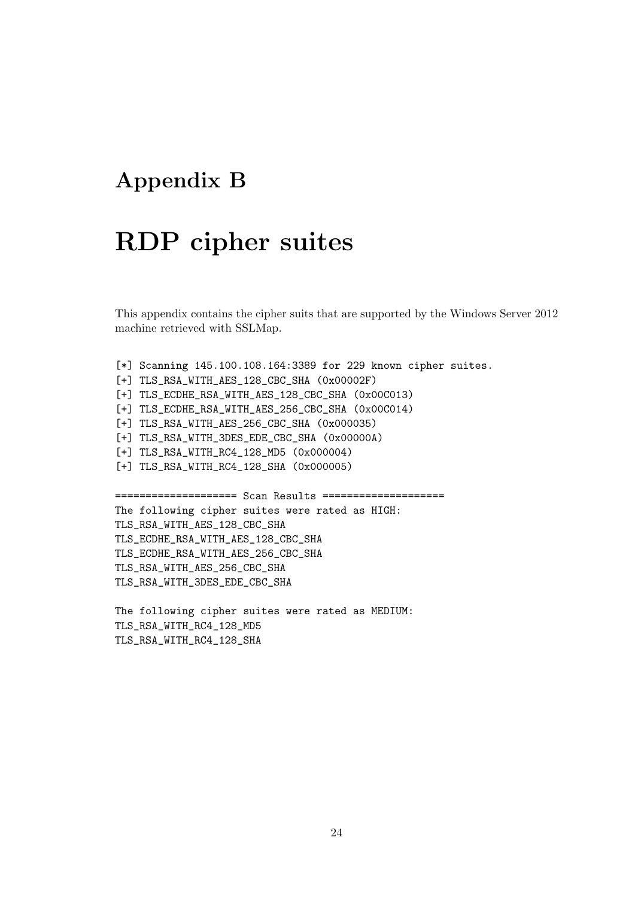# Appendix B

# RDP cipher suites

This appendix contains the cipher suits that are supported by the Windows Server 2012 machine retrieved with SSLMap.

```
[*] Scanning 145.100.108.164:3389 for 229 known cipher suites.
[+] TLS_RSA_WITH_AES_128_CBC_SHA (0x00002F)
[+] TLS_ECDHE_RSA_WITH_AES_128_CBC_SHA (0x00C013)
[+] TLS_ECDHE_RSA_WITH_AES_256_CBC_SHA (0x00C014)
[+] TLS_RSA_WITH_AES_256_CBC_SHA (0x000035)
[+] TLS_RSA_WITH_3DES_EDE_CBC_SHA (0x00000A)
[+] TLS_RSA_WITH_RC4_128_MD5 (0x000004)
[+] TLS_RSA_WITH_RC4_128_SHA (0x000005)

==================== Scan Results ====================
The following cipher suites were rated as HIGH:
TLS_RSA_WITH_AES_128_CBC_SHA
TLS_ECDHE_RSA_WITH_AES_128_CBC_SHA
TLS_ECDHE_RSA_WITH_AES_256_CBC_SHA
TLS_RSA_WITH_AES_256_CBC_SHA
TLS_RSA_WITH_3DES_EDE_CBC_SHA

The following cipher suites were rated as MEDIUM:
TLS_RSA_WITH_RC4_128_MD5
TLS_RSA_WITH_RC4_128_SHA
```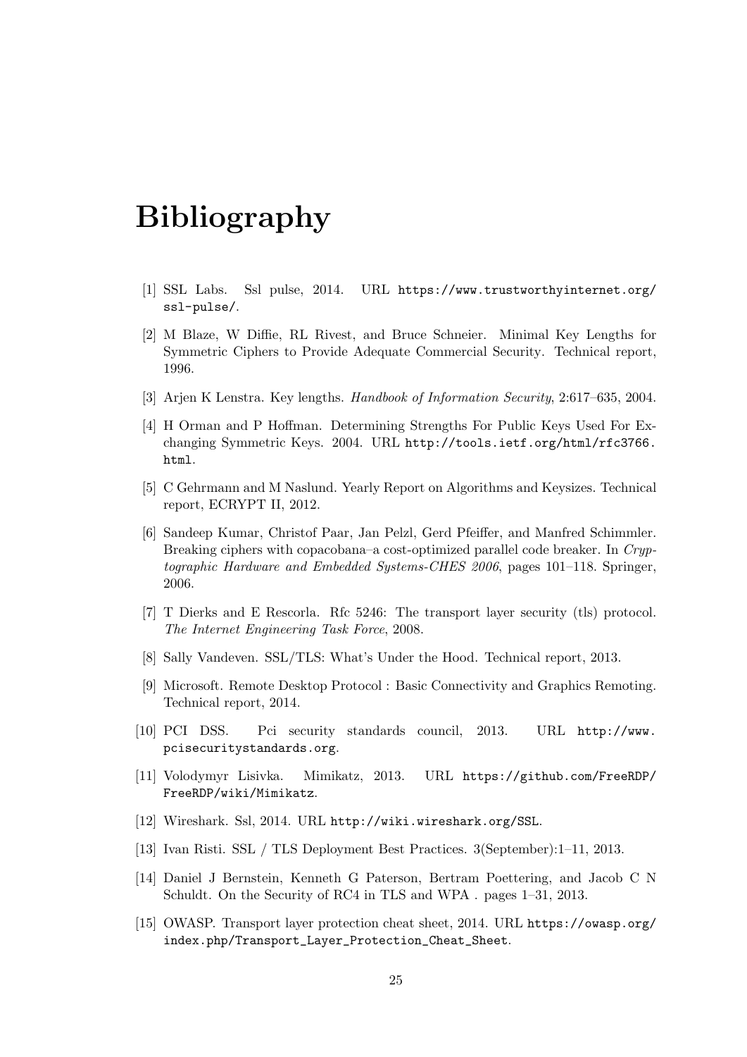# Bibliography

[1] SSL Labs. Ssl pulse, 2014. URL https://www.trustworthyinternet.org/ssl-pulse/.

[2] M Blaze, W Diffie, RL Rivest, and Bruce Schneier. Minimal Key Lengths for Symmetric Ciphers to Provide Adequate Commercial Security. Technical report, 1996.

[3] Arjen K Lenstra. Key lengths. *Handbook of Information Security*, 2:617–635, 2004.

[4] H Orman and P Hoffman. Determining Strengths For Public Keys Used For Exchanging Symmetric Keys. 2004. URL http://tools.ietf.org/html/rfc3766.html.

[5] C Gehrmann and M Naslund. Yearly Report on Algorithms and Keysizes. Technical report, ECRYPT II, 2012.

[6] Sandeep Kumar, Christof Paar, Jan Pelzl, Gerd Pfeiffer, and Manfred Schimmler. Breaking ciphers with copacobana–a cost-optimized parallel code breaker. In *Cryptographic Hardware and Embedded Systems-CHES 2006*, pages 101–118. Springer, 2006.

[7] T Dierks and E Rescorla. Rfc 5246: The transport layer security (tls) protocol. *The Internet Engineering Task Force*, 2008.

[8] Sally Vandeven. SSL/TLS: What's Under the Hood. Technical report, 2013.

[9] Microsoft. Remote Desktop Protocol : Basic Connectivity and Graphics Remoting. Technical report, 2014.

[10] PCI DSS. Pci security standards council, 2013. URL http://www.pcisecuritystandards.org.

[11] Volodymyr Lisivka. Mimikatz, 2013. URL https://github.com/FreeRDP/FreeRDP/wiki/Mimikatz.

[12] Wireshark. Ssl, 2014. URL http://wiki.wireshark.org/SSL.

[13] Ivan Risti. SSL / TLS Deployment Best Practices. 3(September):1–11, 2013.

[14] Daniel J Bernstein, Kenneth G Paterson, Bertram Poettering, and Jacob C N Schuldt. On the Security of RC4 in TLS and WPA . pages 1–31, 2013.

[15] OWASP. Transport layer protection cheat sheet, 2014. URL https://owasp.org/index.php/Transport_Layer_Protection_Cheat_Sheet.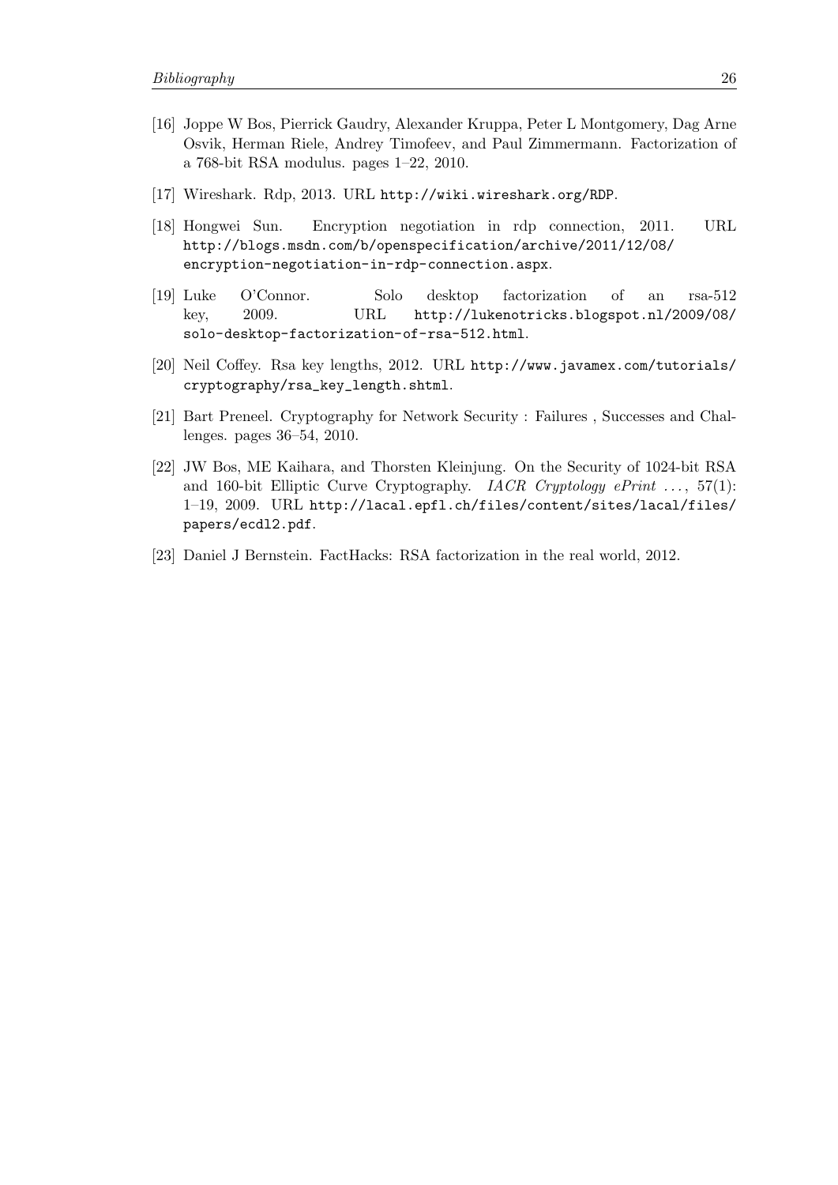[16] Joppe W Bos, Pierrick Gaudry, Alexander Kruppa, Peter L Montgomery, Dag Arne Osvik, Herman Riele, Andrey Timofeev, and Paul Zimmermann. Factorization of a 768-bit RSA modulus. pages 1–22, 2010.

[17] Wireshark. Rdp, 2013. URL http://wiki.wireshark.org/RDP.

[18] Hongwei Sun. Encryption negotiation in rdp connection, 2011. URL http://blogs.msdn.com/b/openspecification/archive/2011/12/08/encryption-negotiation-in-rdp-connection.aspx.

[19] Luke O'Connor. Solo desktop factorization of an rsa-512 key, 2009. URL http://lukenotricks.blogspot.nl/2009/08/solo-desktop-factorization-of-rsa-512.html.

[20] Neil Coffey. Rsa key lengths, 2012. URL http://www.javamex.com/tutorials/cryptography/rsa_key_length.shtml.

[21] Bart Preneel. Cryptography for Network Security : Failures , Successes and Challenges. pages 36–54, 2010.

[22] JW Bos, ME Kaihara, and Thorsten Kleinjung. On the Security of 1024-bit RSA and 160-bit Elliptic Curve Cryptography. *IACR Cryptology ePrint ...*, 57(1): 1–19, 2009. URL http://lacal.epfl.ch/files/content/sites/lacal/files/papers/ecdl2.pdf.

[23] Daniel J Bernstein. FactHacks: RSA factorization in the real world, 2012.